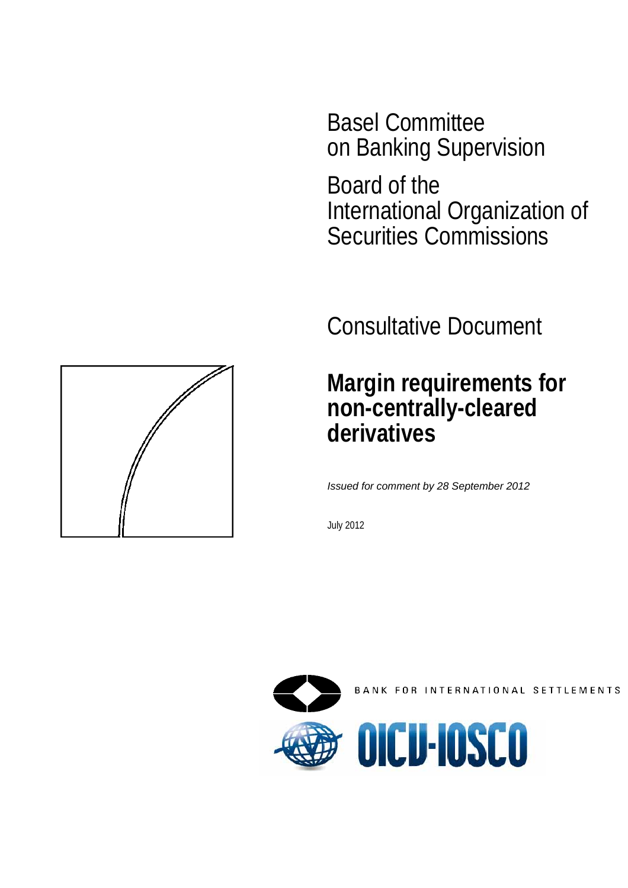Basel Committee
on Banking Supervision

Board of the
International Organization of
Securities Commissions

Consultative Document

# Margin requirements for non-centrally-cleared derivatives

*Issued for comment by 28 September 2012*

July 2012

BANK FOR INTERNATIONAL SETTLEMENTS

OICU-IOSCO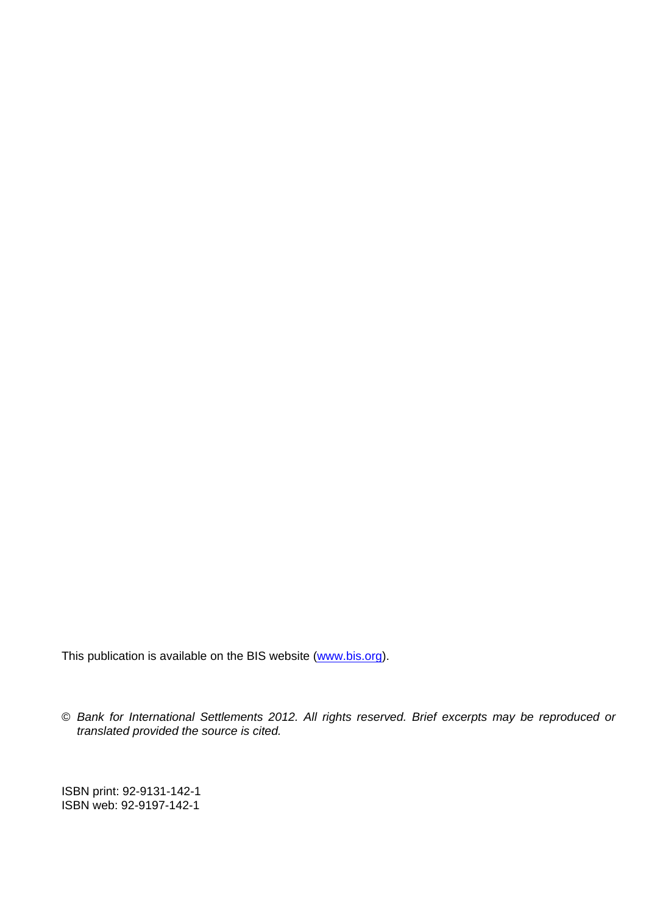This publication is available on the BIS website (www.bis.org).

© *Bank for International Settlements 2012. All rights reserved. Brief excerpts may be reproduced or translated provided the source is cited.*

ISBN print: 92-9131-142-1
ISBN web: 92-9197-142-1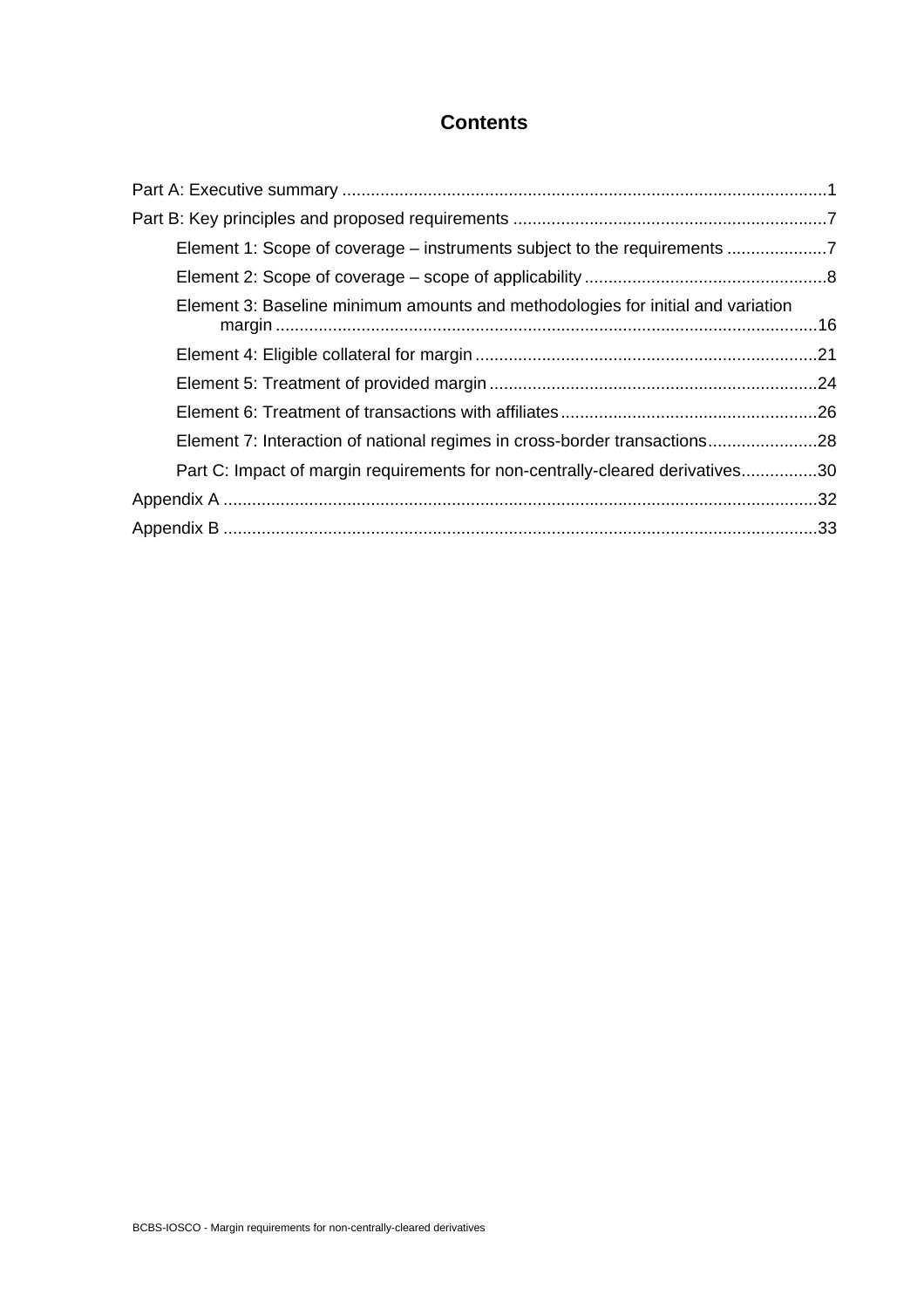# Contents

Part A: Executive summary ....................................................................................................1

Part B: Key principles and proposed requirements ...................................................................7

- Element 1: Scope of coverage – instruments subject to the requirements .....................7
- Element 2: Scope of coverage – scope of applicability ...................................................8
- Element 3: Baseline minimum amounts and methodologies for initial and variation margin ....................................................................................................................16
- Element 4: Eligible collateral for margin ........................................................................21
- Element 5: Treatment of provided margin .....................................................................24
- Element 6: Treatment of transactions with affiliates ......................................................26
- Element 7: Interaction of national regimes in cross-border transactions .......................28
- Part C: Impact of margin requirements for non-centrally-cleared derivatives................30

Appendix A ............................................................................................................................32

Appendix B ............................................................................................................................33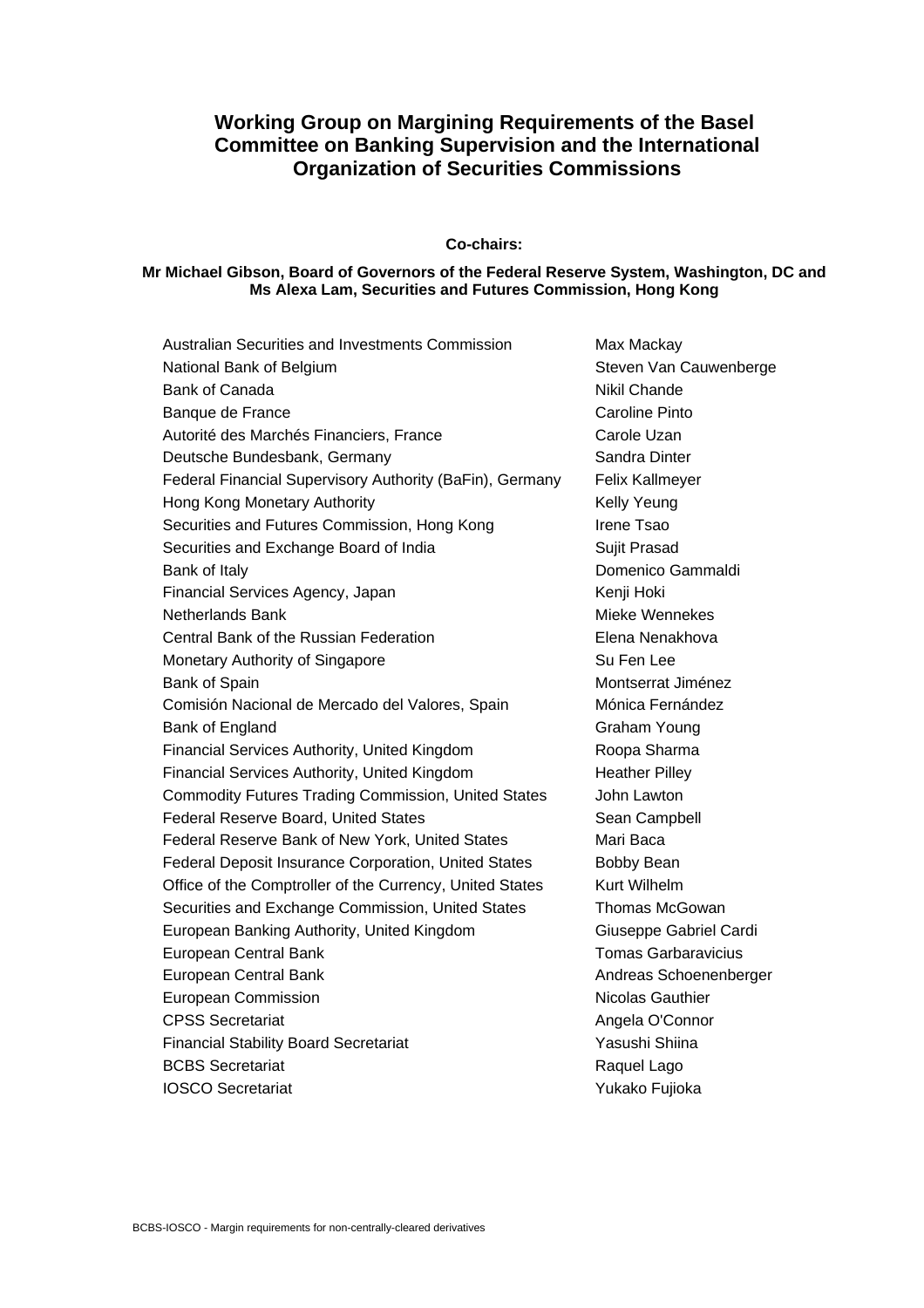# Working Group on Margining Requirements of the Basel Committee on Banking Supervision and the International Organization of Securities Commissions

**Co-chairs:**

**Mr Michael Gibson, Board of Governors of the Federal Reserve System, Washington, DC and Ms Alexa Lam, Securities and Futures Commission, Hong Kong**

| | |
|---|---|
| Australian Securities and Investments Commission | Max Mackay |
| National Bank of Belgium | Steven Van Cauwenberge |
| Bank of Canada | Nikil Chande |
| Banque de France | Caroline Pinto |
| Autorité des Marchés Financiers, France | Carole Uzan |
| Deutsche Bundesbank, Germany | Sandra Dinter |
| Federal Financial Supervisory Authority (BaFin), Germany | Felix Kallmeyer |
| Hong Kong Monetary Authority | Kelly Yeung |
| Securities and Futures Commission, Hong Kong | Irene Tsao |
| Securities and Exchange Board of India | Sujit Prasad |
| Bank of Italy | Domenico Gammaldi |
| Financial Services Agency, Japan | Kenji Hoki |
| Netherlands Bank | Mieke Wennekes |
| Central Bank of the Russian Federation | Elena Nenakhova |
| Monetary Authority of Singapore | Su Fen Lee |
| Bank of Spain | Montserrat Jiménez |
| Comisión Nacional de Mercado del Valores, Spain | Mónica Fernández |
| Bank of England | Graham Young |
| Financial Services Authority, United Kingdom | Roopa Sharma |
| Financial Services Authority, United Kingdom | Heather Pilley |
| Commodity Futures Trading Commission, United States | John Lawton |
| Federal Reserve Board, United States | Sean Campbell |
| Federal Reserve Bank of New York, United States | Mari Baca |
| Federal Deposit Insurance Corporation, United States | Bobby Bean |
| Office of the Comptroller of the Currency, United States | Kurt Wilhelm |
| Securities and Exchange Commission, United States | Thomas McGowan |
| European Banking Authority, United Kingdom | Giuseppe Gabriel Cardi |
| European Central Bank | Tomas Garbaravicius |
| European Central Bank | Andreas Schoenenberger |
| European Commission | Nicolas Gauthier |
| CPSS Secretariat | Angela O'Connor |
| Financial Stability Board Secretariat | Yasushi Shiina |
| BCBS Secretariat | Raquel Lago |
| IOSCO Secretariat | Yukako Fujioka |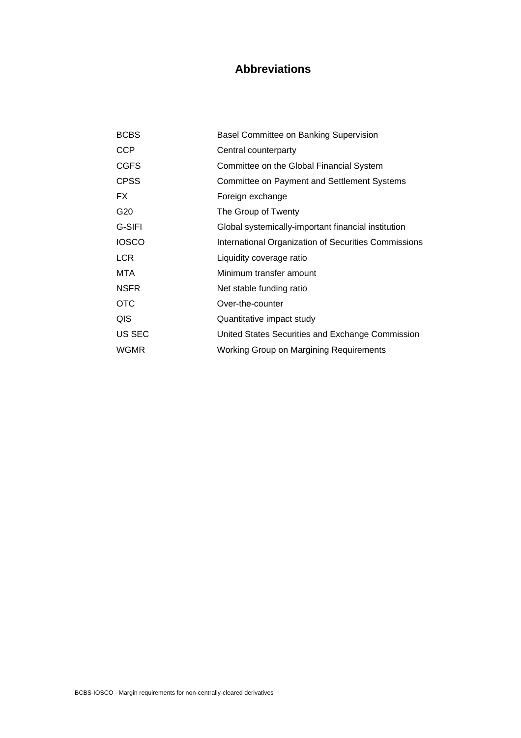# Abbreviations

| | |
|---|---|
| BCBS | Basel Committee on Banking Supervision |
| CCP | Central counterparty |
| CGFS | Committee on the Global Financial System |
| CPSS | Committee on Payment and Settlement Systems |
| FX | Foreign exchange |
| G20 | The Group of Twenty |
| G-SIFI | Global systemically-important financial institution |
| IOSCO | International Organization of Securities Commissions |
| LCR | Liquidity coverage ratio |
| MTA | Minimum transfer amount |
| NSFR | Net stable funding ratio |
| OTC | Over-the-counter |
| QIS | Quantitative impact study |
| US SEC | United States Securities and Exchange Commission |
| WGMR | Working Group on Margining Requirements |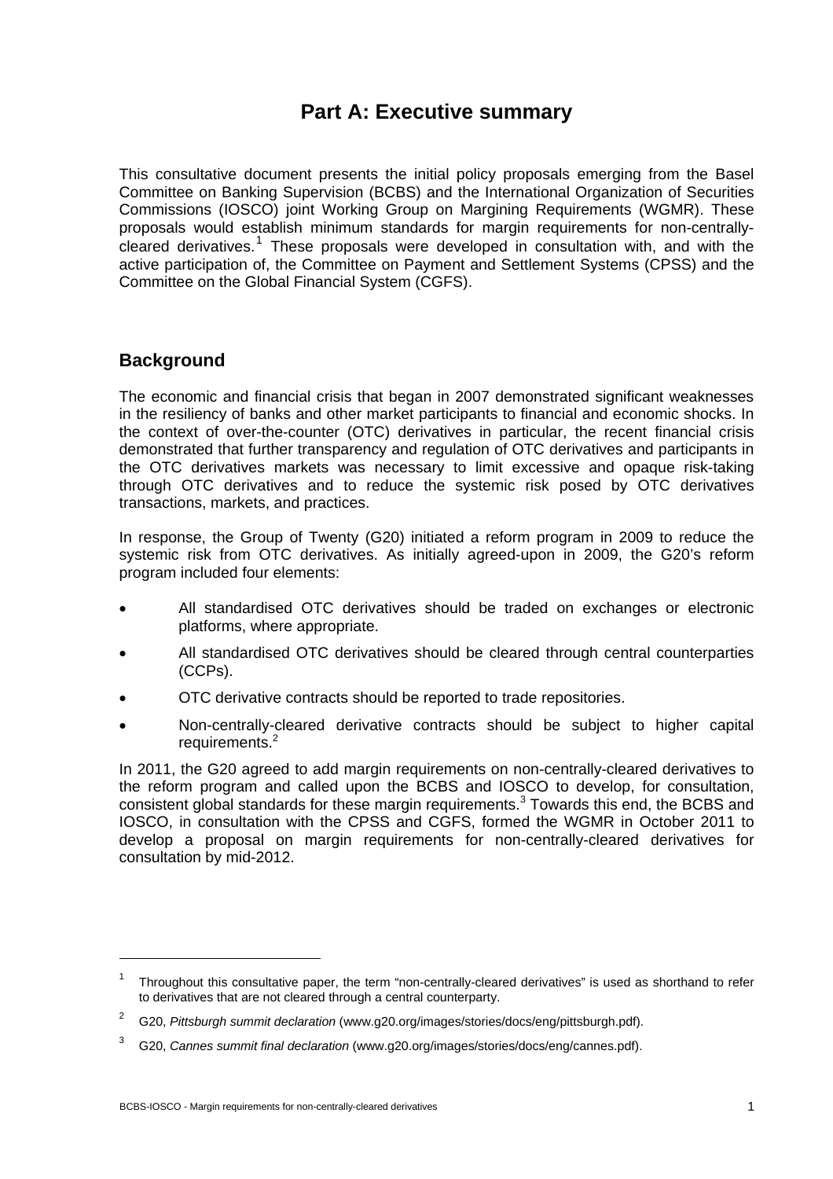# Part A: Executive summary

This consultative document presents the initial policy proposals emerging from the Basel Committee on Banking Supervision (BCBS) and the International Organization of Securities Commissions (IOSCO) joint Working Group on Margining Requirements (WGMR). These proposals would establish minimum standards for margin requirements for non-centrally-cleared derivatives.[1] These proposals were developed in consultation with, and with the active participation of, the Committee on Payment and Settlement Systems (CPSS) and the Committee on the Global Financial System (CGFS).

## Background

The economic and financial crisis that began in 2007 demonstrated significant weaknesses in the resiliency of banks and other market participants to financial and economic shocks. In the context of over-the-counter (OTC) derivatives in particular, the recent financial crisis demonstrated that further transparency and regulation of OTC derivatives and participants in the OTC derivatives markets was necessary to limit excessive and opaque risk-taking through OTC derivatives and to reduce the systemic risk posed by OTC derivatives transactions, markets, and practices.

In response, the Group of Twenty (G20) initiated a reform program in 2009 to reduce the systemic risk from OTC derivatives. As initially agreed-upon in 2009, the G20's reform program included four elements:

- All standardised OTC derivatives should be traded on exchanges or electronic platforms, where appropriate.
- All standardised OTC derivatives should be cleared through central counterparties (CCPs).
- OTC derivative contracts should be reported to trade repositories.
- Non-centrally-cleared derivative contracts should be subject to higher capital requirements.[2]

In 2011, the G20 agreed to add margin requirements on non-centrally-cleared derivatives to the reform program and called upon the BCBS and IOSCO to develop, for consultation, consistent global standards for these margin requirements.[3] Towards this end, the BCBS and IOSCO, in consultation with the CPSS and CGFS, formed the WGMR in October 2011 to develop a proposal on margin requirements for non-centrally-cleared derivatives for consultation by mid-2012.

---

[1] Throughout this consultative paper, the term "non-centrally-cleared derivatives" is used as shorthand to refer to derivatives that are not cleared through a central counterparty.

[2] G20, *Pittsburgh summit declaration* (www.g20.org/images/stories/docs/eng/pittsburgh.pdf).

[3] G20, *Cannes summit final declaration* (www.g20.org/images/stories/docs/eng/cannes.pdf).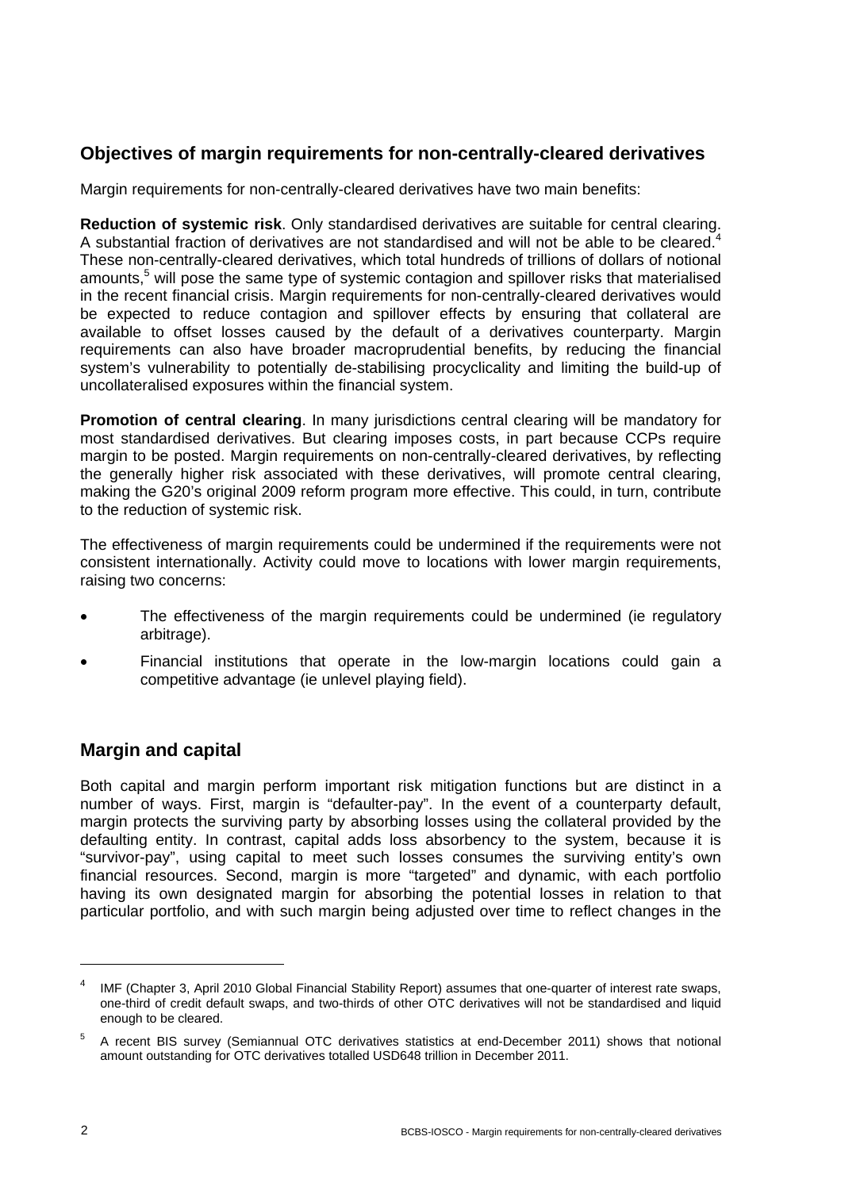## Objectives of margin requirements for non-centrally-cleared derivatives

Margin requirements for non-centrally-cleared derivatives have two main benefits:

**Reduction of systemic risk**. Only standardised derivatives are suitable for central clearing. A substantial fraction of derivatives are not standardised and will not be able to be cleared.[4] These non-centrally-cleared derivatives, which total hundreds of trillions of dollars of notional amounts,[5] will pose the same type of systemic contagion and spillover risks that materialised in the recent financial crisis. Margin requirements for non-centrally-cleared derivatives would be expected to reduce contagion and spillover effects by ensuring that collateral are available to offset losses caused by the default of a derivatives counterparty. Margin requirements can also have broader macroprudential benefits, by reducing the financial system's vulnerability to potentially de-stabilising procyclicality and limiting the build-up of uncollateralised exposures within the financial system.

**Promotion of central clearing**. In many jurisdictions central clearing will be mandatory for most standardised derivatives. But clearing imposes costs, in part because CCPs require margin to be posted. Margin requirements on non-centrally-cleared derivatives, by reflecting the generally higher risk associated with these derivatives, will promote central clearing, making the G20's original 2009 reform program more effective. This could, in turn, contribute to the reduction of systemic risk.

The effectiveness of margin requirements could be undermined if the requirements were not consistent internationally. Activity could move to locations with lower margin requirements, raising two concerns:

- The effectiveness of the margin requirements could be undermined (ie regulatory arbitrage).
- Financial institutions that operate in the low-margin locations could gain a competitive advantage (ie unlevel playing field).

## Margin and capital

Both capital and margin perform important risk mitigation functions but are distinct in a number of ways. First, margin is "defaulter-pay". In the event of a counterparty default, margin protects the surviving party by absorbing losses using the collateral provided by the defaulting entity. In contrast, capital adds loss absorbency to the system, because it is "survivor-pay", using capital to meet such losses consumes the surviving entity's own financial resources. Second, margin is more "targeted" and dynamic, with each portfolio having its own designated margin for absorbing the potential losses in relation to that particular portfolio, and with such margin being adjusted over time to reflect changes in the

---

[4] IMF (Chapter 3, April 2010 Global Financial Stability Report) assumes that one-quarter of interest rate swaps, one-third of credit default swaps, and two-thirds of other OTC derivatives will not be standardised and liquid enough to be cleared.

[5] A recent BIS survey (Semiannual OTC derivatives statistics at end-December 2011) shows that notional amount outstanding for OTC derivatives totalled USD648 trillion in December 2011.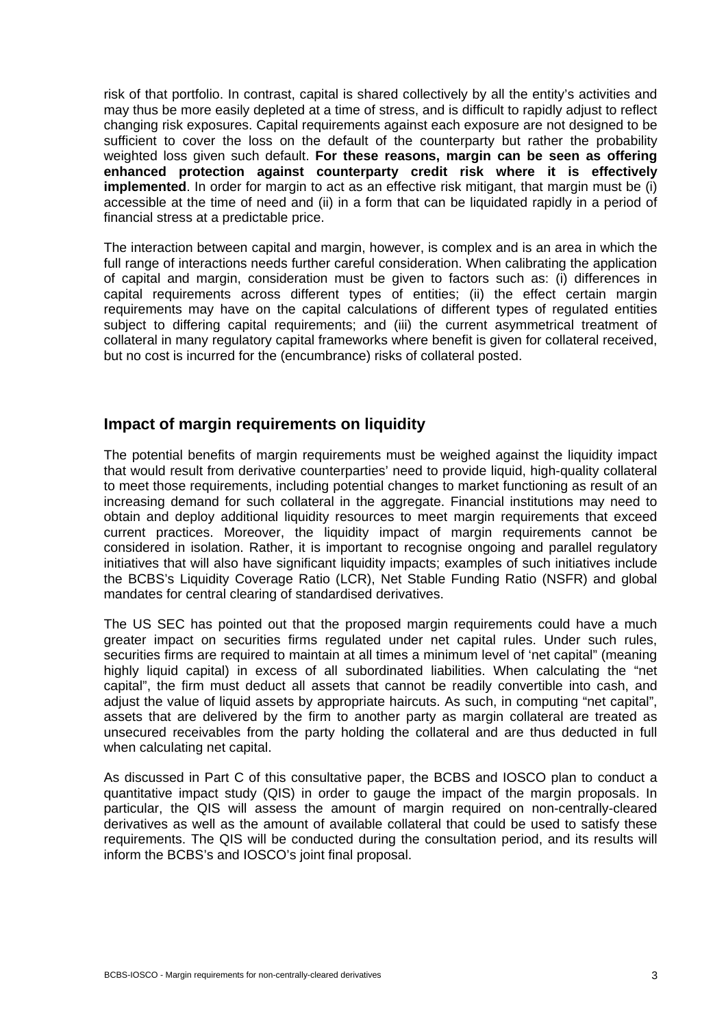risk of that portfolio. In contrast, capital is shared collectively by all the entity's activities and may thus be more easily depleted at a time of stress, and is difficult to rapidly adjust to reflect changing risk exposures. Capital requirements against each exposure are not designed to be sufficient to cover the loss on the default of the counterparty but rather the probability weighted loss given such default. **For these reasons, margin can be seen as offering enhanced protection against counterparty credit risk where it is effectively implemented**. In order for margin to act as an effective risk mitigant, that margin must be (i) accessible at the time of need and (ii) in a form that can be liquidated rapidly in a period of financial stress at a predictable price.

The interaction between capital and margin, however, is complex and is an area in which the full range of interactions needs further careful consideration. When calibrating the application of capital and margin, consideration must be given to factors such as: (i) differences in capital requirements across different types of entities; (ii) the effect certain margin requirements may have on the capital calculations of different types of regulated entities subject to differing capital requirements; and (iii) the current asymmetrical treatment of collateral in many regulatory capital frameworks where benefit is given for collateral received, but no cost is incurred for the (encumbrance) risks of collateral posted.

## Impact of margin requirements on liquidity

The potential benefits of margin requirements must be weighed against the liquidity impact that would result from derivative counterparties' need to provide liquid, high-quality collateral to meet those requirements, including potential changes to market functioning as result of an increasing demand for such collateral in the aggregate. Financial institutions may need to obtain and deploy additional liquidity resources to meet margin requirements that exceed current practices. Moreover, the liquidity impact of margin requirements cannot be considered in isolation. Rather, it is important to recognise ongoing and parallel regulatory initiatives that will also have significant liquidity impacts; examples of such initiatives include the BCBS's Liquidity Coverage Ratio (LCR), Net Stable Funding Ratio (NSFR) and global mandates for central clearing of standardised derivatives.

The US SEC has pointed out that the proposed margin requirements could have a much greater impact on securities firms regulated under net capital rules. Under such rules, securities firms are required to maintain at all times a minimum level of 'net capital" (meaning highly liquid capital) in excess of all subordinated liabilities. When calculating the "net capital", the firm must deduct all assets that cannot be readily convertible into cash, and adjust the value of liquid assets by appropriate haircuts. As such, in computing "net capital", assets that are delivered by the firm to another party as margin collateral are treated as unsecured receivables from the party holding the collateral and are thus deducted in full when calculating net capital.

As discussed in Part C of this consultative paper, the BCBS and IOSCO plan to conduct a quantitative impact study (QIS) in order to gauge the impact of the margin proposals. In particular, the QIS will assess the amount of margin required on non-centrally-cleared derivatives as well as the amount of available collateral that could be used to satisfy these requirements. The QIS will be conducted during the consultation period, and its results will inform the BCBS's and IOSCO's joint final proposal.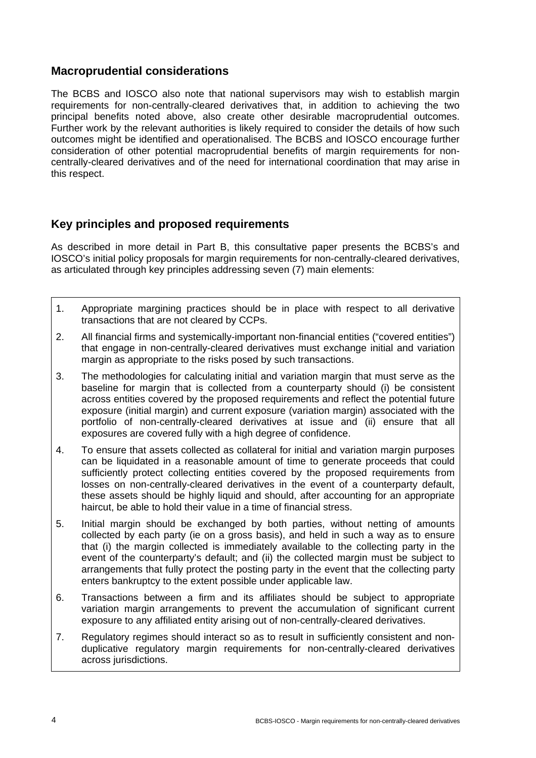## Macroprudential considerations

The BCBS and IOSCO also note that national supervisors may wish to establish margin requirements for non-centrally-cleared derivatives that, in addition to achieving the two principal benefits noted above, also create other desirable macroprudential outcomes. Further work by the relevant authorities is likely required to consider the details of how such outcomes might be identified and operationalised. The BCBS and IOSCO encourage further consideration of other potential macroprudential benefits of margin requirements for non-centrally-cleared derivatives and of the need for international coordination that may arise in this respect.

## Key principles and proposed requirements

As described in more detail in Part B, this consultative paper presents the BCBS's and IOSCO's initial policy proposals for margin requirements for non-centrally-cleared derivatives, as articulated through key principles addressing seven (7) main elements:

1. Appropriate margining practices should be in place with respect to all derivative transactions that are not cleared by CCPs.
2. All financial firms and systemically-important non-financial entities ("covered entities") that engage in non-centrally-cleared derivatives must exchange initial and variation margin as appropriate to the risks posed by such transactions.
3. The methodologies for calculating initial and variation margin that must serve as the baseline for margin that is collected from a counterparty should (i) be consistent across entities covered by the proposed requirements and reflect the potential future exposure (initial margin) and current exposure (variation margin) associated with the portfolio of non-centrally-cleared derivatives at issue and (ii) ensure that all exposures are covered fully with a high degree of confidence.
4. To ensure that assets collected as collateral for initial and variation margin purposes can be liquidated in a reasonable amount of time to generate proceeds that could sufficiently protect collecting entities covered by the proposed requirements from losses on non-centrally-cleared derivatives in the event of a counterparty default, these assets should be highly liquid and should, after accounting for an appropriate haircut, be able to hold their value in a time of financial stress.
5. Initial margin should be exchanged by both parties, without netting of amounts collected by each party (ie on a gross basis), and held in such a way as to ensure that (i) the margin collected is immediately available to the collecting party in the event of the counterparty's default; and (ii) the collected margin must be subject to arrangements that fully protect the posting party in the event that the collecting party enters bankruptcy to the extent possible under applicable law.
6. Transactions between a firm and its affiliates should be subject to appropriate variation margin arrangements to prevent the accumulation of significant current exposure to any affiliated entity arising out of non-centrally-cleared derivatives.
7. Regulatory regimes should interact so as to result in sufficiently consistent and non-duplicative regulatory margin requirements for non-centrally-cleared derivatives across jurisdictions.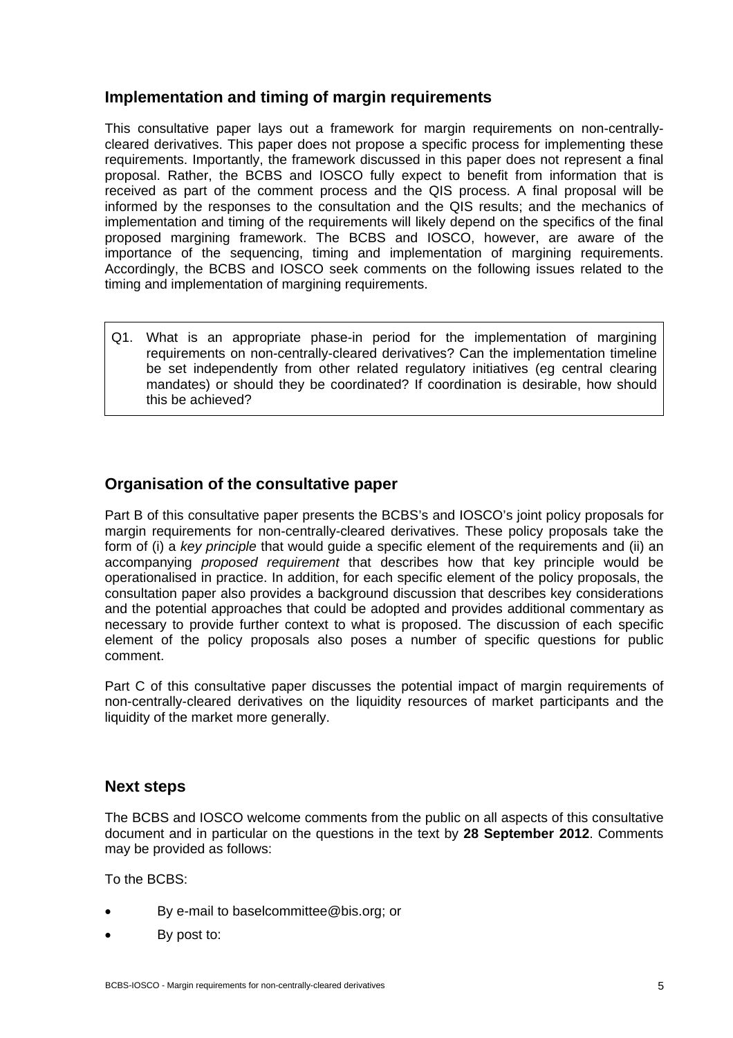## Implementation and timing of margin requirements

This consultative paper lays out a framework for margin requirements on non-centrally-cleared derivatives. This paper does not propose a specific process for implementing these requirements. Importantly, the framework discussed in this paper does not represent a final proposal. Rather, the BCBS and IOSCO fully expect to benefit from information that is received as part of the comment process and the QIS process. A final proposal will be informed by the responses to the consultation and the QIS results; and the mechanics of implementation and timing of the requirements will likely depend on the specifics of the final proposed margining framework. The BCBS and IOSCO, however, are aware of the importance of the sequencing, timing and implementation of margining requirements. Accordingly, the BCBS and IOSCO seek comments on the following issues related to the timing and implementation of margining requirements.

> Q1. What is an appropriate phase-in period for the implementation of margining requirements on non-centrally-cleared derivatives? Can the implementation timeline be set independently from other related regulatory initiatives (eg central clearing mandates) or should they be coordinated? If coordination is desirable, how should this be achieved?

## Organisation of the consultative paper

Part B of this consultative paper presents the BCBS's and IOSCO's joint policy proposals for margin requirements for non-centrally-cleared derivatives. These policy proposals take the form of (i) a *key principle* that would guide a specific element of the requirements and (ii) an accompanying *proposed requirement* that describes how that key principle would be operationalised in practice. In addition, for each specific element of the policy proposals, the consultation paper also provides a background discussion that describes key considerations and the potential approaches that could be adopted and provides additional commentary as necessary to provide further context to what is proposed. The discussion of each specific element of the policy proposals also poses a number of specific questions for public comment.

Part C of this consultative paper discusses the potential impact of margin requirements of non-centrally-cleared derivatives on the liquidity resources of market participants and the liquidity of the market more generally.

## Next steps

The BCBS and IOSCO welcome comments from the public on all aspects of this consultative document and in particular on the questions in the text by **28 September 2012**. Comments may be provided as follows:

To the BCBS:

- By e-mail to baselcommittee@bis.org; or
- By post to: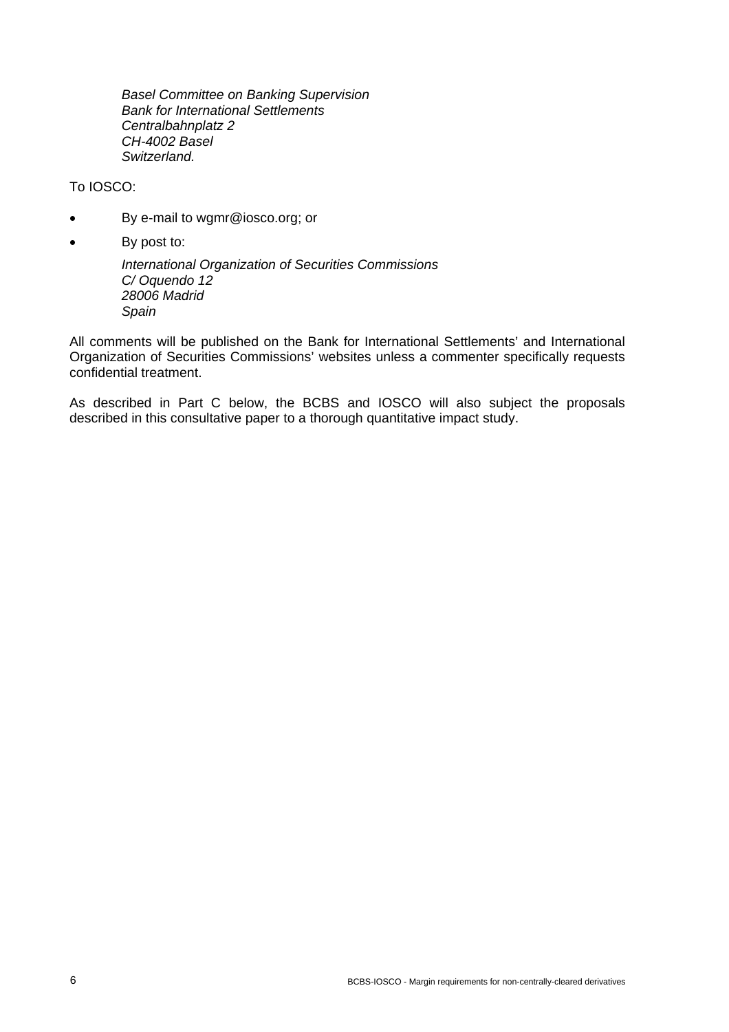*Basel Committee on Banking Supervision*
*Bank for International Settlements*
*Centralbahnplatz 2*
*CH-4002 Basel*
*Switzerland.*

To IOSCO:

- By e-mail to wgmr@iosco.org; or
- By post to:

  *International Organization of Securities Commissions*
  *C/ Oquendo 12*
  *28006 Madrid*
  *Spain*

All comments will be published on the Bank for International Settlements' and International Organization of Securities Commissions' websites unless a commenter specifically requests confidential treatment.

As described in Part C below, the BCBS and IOSCO will also subject the proposals described in this consultative paper to a thorough quantitative impact study.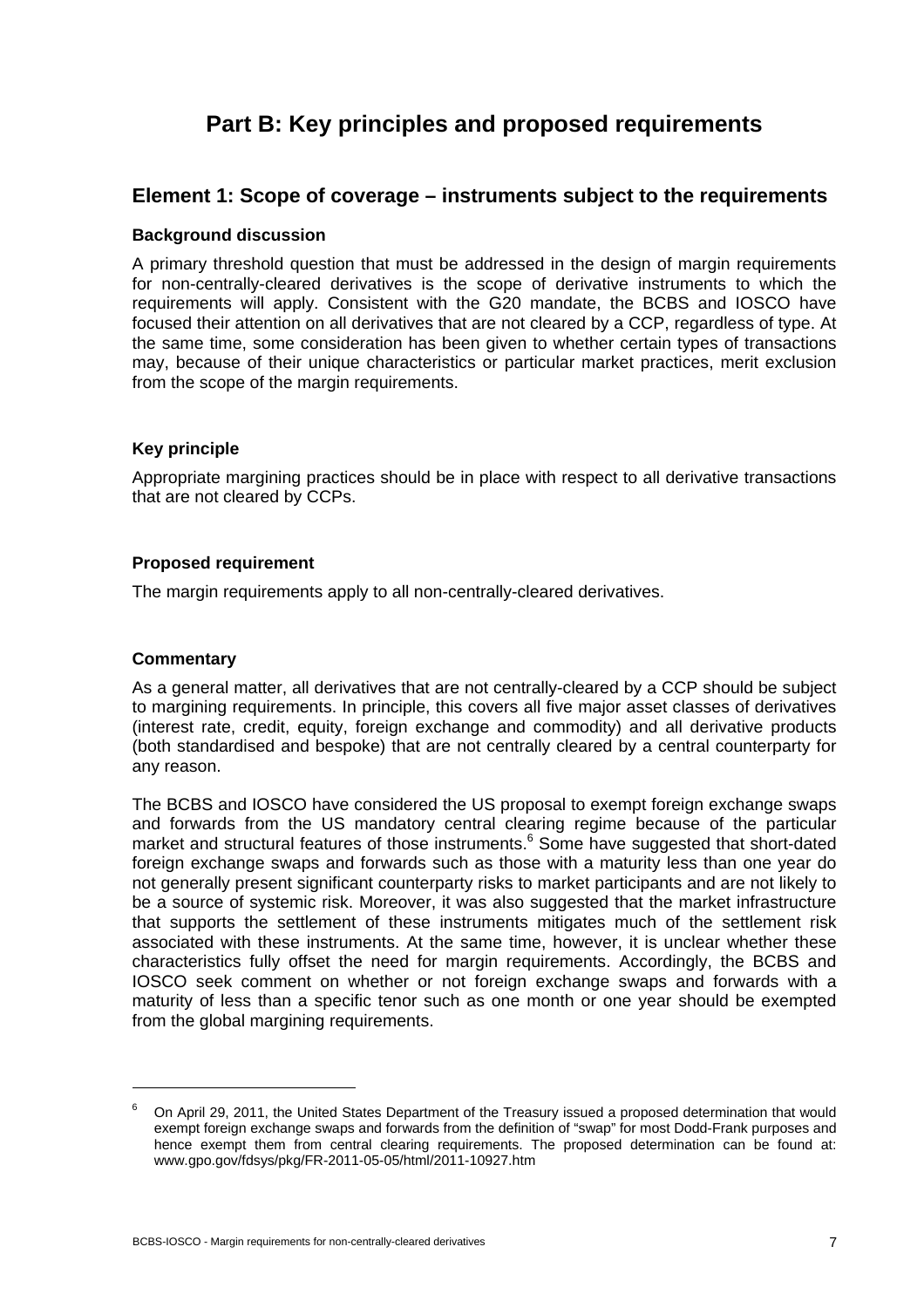# Part B: Key principles and proposed requirements

## Element 1: Scope of coverage – instruments subject to the requirements

### Background discussion

A primary threshold question that must be addressed in the design of margin requirements for non-centrally-cleared derivatives is the scope of derivative instruments to which the requirements will apply. Consistent with the G20 mandate, the BCBS and IOSCO have focused their attention on all derivatives that are not cleared by a CCP, regardless of type. At the same time, some consideration has been given to whether certain types of transactions may, because of their unique characteristics or particular market practices, merit exclusion from the scope of the margin requirements.

### Key principle

Appropriate margining practices should be in place with respect to all derivative transactions that are not cleared by CCPs.

### Proposed requirement

The margin requirements apply to all non-centrally-cleared derivatives.

### Commentary

As a general matter, all derivatives that are not centrally-cleared by a CCP should be subject to margining requirements. In principle, this covers all five major asset classes of derivatives (interest rate, credit, equity, foreign exchange and commodity) and all derivative products (both standardised and bespoke) that are not centrally cleared by a central counterparty for any reason.

The BCBS and IOSCO have considered the US proposal to exempt foreign exchange swaps and forwards from the US mandatory central clearing regime because of the particular market and structural features of those instruments.[6] Some have suggested that short-dated foreign exchange swaps and forwards such as those with a maturity less than one year do not generally present significant counterparty risks to market participants and are not likely to be a source of systemic risk. Moreover, it was also suggested that the market infrastructure that supports the settlement of these instruments mitigates much of the settlement risk associated with these instruments. At the same time, however, it is unclear whether these characteristics fully offset the need for margin requirements. Accordingly, the BCBS and IOSCO seek comment on whether or not foreign exchange swaps and forwards with a maturity of less than a specific tenor such as one month or one year should be exempted from the global margining requirements.

---

[6] On April 29, 2011, the United States Department of the Treasury issued a proposed determination that would exempt foreign exchange swaps and forwards from the definition of "swap" for most Dodd-Frank purposes and hence exempt them from central clearing requirements. The proposed determination can be found at: www.gpo.gov/fdsys/pkg/FR-2011-05-05/html/2011-10927.htm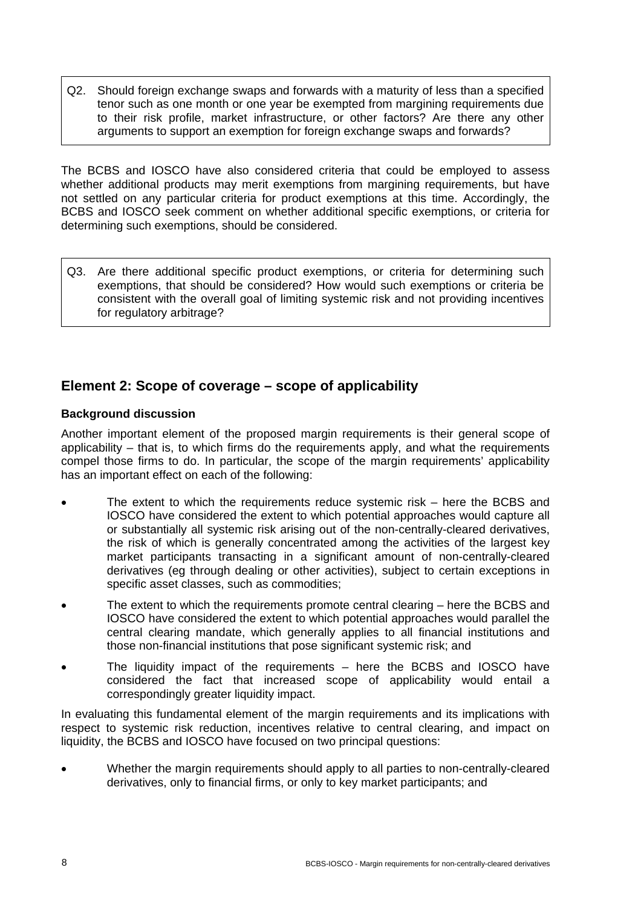> Q2. Should foreign exchange swaps and forwards with a maturity of less than a specified tenor such as one month or one year be exempted from margining requirements due to their risk profile, market infrastructure, or other factors? Are there any other arguments to support an exemption for foreign exchange swaps and forwards?

The BCBS and IOSCO have also considered criteria that could be employed to assess whether additional products may merit exemptions from margining requirements, but have not settled on any particular criteria for product exemptions at this time. Accordingly, the BCBS and IOSCO seek comment on whether additional specific exemptions, or criteria for determining such exemptions, should be considered.

> Q3. Are there additional specific product exemptions, or criteria for determining such exemptions, that should be considered? How would such exemptions or criteria be consistent with the overall goal of limiting systemic risk and not providing incentives for regulatory arbitrage?

## Element 2: Scope of coverage – scope of applicability

### Background discussion

Another important element of the proposed margin requirements is their general scope of applicability – that is, to which firms do the requirements apply, and what the requirements compel those firms to do. In particular, the scope of the margin requirements' applicability has an important effect on each of the following:

- The extent to which the requirements reduce systemic risk – here the BCBS and IOSCO have considered the extent to which potential approaches would capture all or substantially all systemic risk arising out of the non-centrally-cleared derivatives, the risk of which is generally concentrated among the activities of the largest key market participants transacting in a significant amount of non-centrally-cleared derivatives (eg through dealing or other activities), subject to certain exceptions in specific asset classes, such as commodities;
- The extent to which the requirements promote central clearing – here the BCBS and IOSCO have considered the extent to which potential approaches would parallel the central clearing mandate, which generally applies to all financial institutions and those non-financial institutions that pose significant systemic risk; and
- The liquidity impact of the requirements – here the BCBS and IOSCO have considered the fact that increased scope of applicability would entail a correspondingly greater liquidity impact.

In evaluating this fundamental element of the margin requirements and its implications with respect to systemic risk reduction, incentives relative to central clearing, and impact on liquidity, the BCBS and IOSCO have focused on two principal questions:

- Whether the margin requirements should apply to all parties to non-centrally-cleared derivatives, only to financial firms, or only to key market participants; and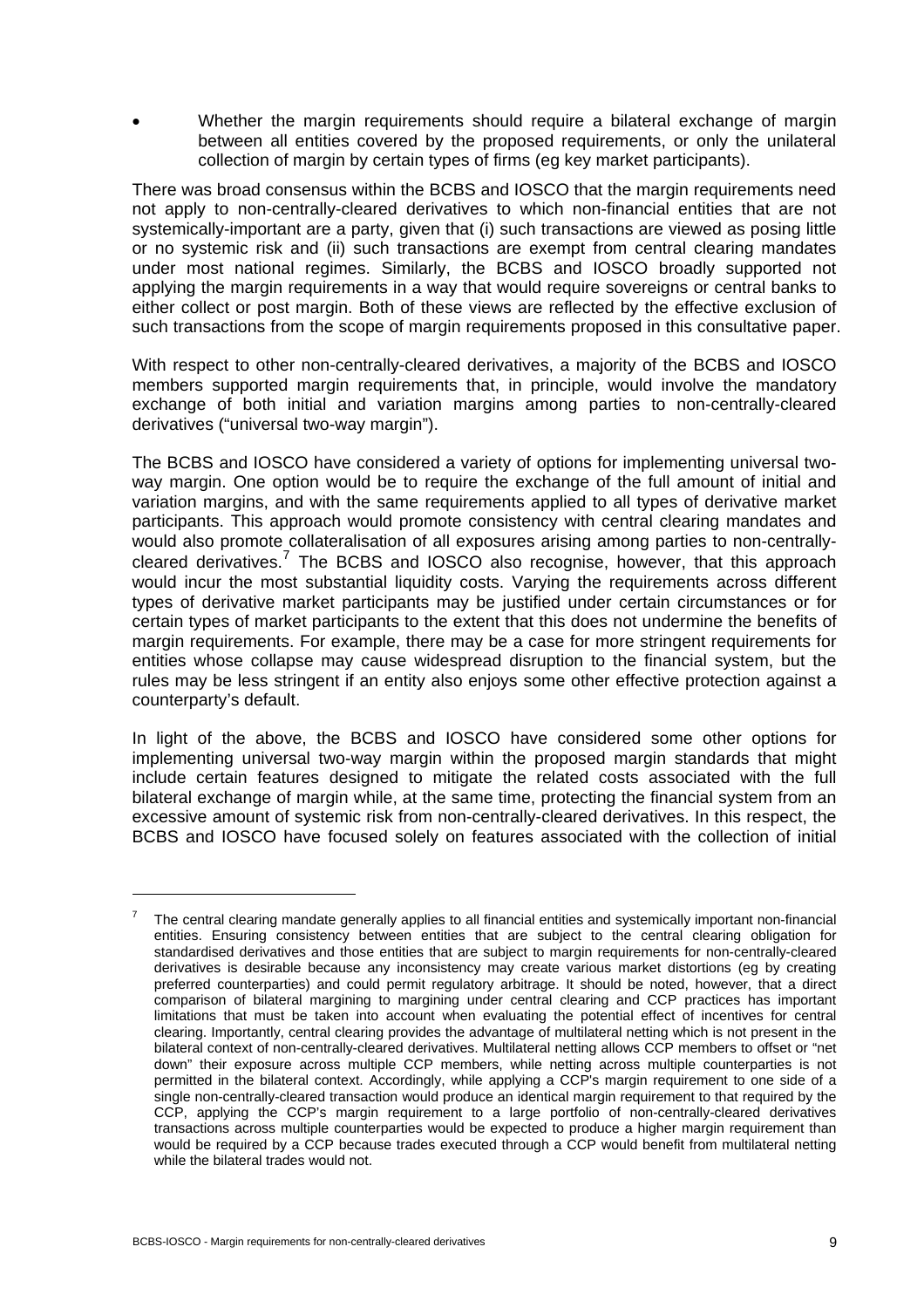- Whether the margin requirements should require a bilateral exchange of margin between all entities covered by the proposed requirements, or only the unilateral collection of margin by certain types of firms (eg key market participants).

There was broad consensus within the BCBS and IOSCO that the margin requirements need not apply to non-centrally-cleared derivatives to which non-financial entities that are not systemically-important are a party, given that (i) such transactions are viewed as posing little or no systemic risk and (ii) such transactions are exempt from central clearing mandates under most national regimes. Similarly, the BCBS and IOSCO broadly supported not applying the margin requirements in a way that would require sovereigns or central banks to either collect or post margin. Both of these views are reflected by the effective exclusion of such transactions from the scope of margin requirements proposed in this consultative paper.

With respect to other non-centrally-cleared derivatives, a majority of the BCBS and IOSCO members supported margin requirements that, in principle, would involve the mandatory exchange of both initial and variation margins among parties to non-centrally-cleared derivatives ("universal two-way margin").

The BCBS and IOSCO have considered a variety of options for implementing universal two-way margin. One option would be to require the exchange of the full amount of initial and variation margins, and with the same requirements applied to all types of derivative market participants. This approach would promote consistency with central clearing mandates and would also promote collateralisation of all exposures arising among parties to non-centrally-cleared derivatives.[7] The BCBS and IOSCO also recognise, however, that this approach would incur the most substantial liquidity costs. Varying the requirements across different types of derivative market participants may be justified under certain circumstances or for certain types of market participants to the extent that this does not undermine the benefits of margin requirements. For example, there may be a case for more stringent requirements for entities whose collapse may cause widespread disruption to the financial system, but the rules may be less stringent if an entity also enjoys some other effective protection against a counterparty's default.

In light of the above, the BCBS and IOSCO have considered some other options for implementing universal two-way margin within the proposed margin standards that might include certain features designed to mitigate the related costs associated with the full bilateral exchange of margin while, at the same time, protecting the financial system from an excessive amount of systemic risk from non-centrally-cleared derivatives. In this respect, the BCBS and IOSCO have focused solely on features associated with the collection of initial

---

[7] The central clearing mandate generally applies to all financial entities and systemically important non-financial entities. Ensuring consistency between entities that are subject to the central clearing obligation for standardised derivatives and those entities that are subject to margin requirements for non-centrally-cleared derivatives is desirable because any inconsistency may create various market distortions (eg by creating preferred counterparties) and could permit regulatory arbitrage. It should be noted, however, that a direct comparison of bilateral margining to margining under central clearing and CCP practices has important limitations that must be taken into account when evaluating the potential effect of incentives for central clearing. Importantly, central clearing provides the advantage of multilateral netting which is not present in the bilateral context of non-centrally-cleared derivatives. Multilateral netting allows CCP members to offset or "net down" their exposure across multiple CCP members, while netting across multiple counterparties is not permitted in the bilateral context. Accordingly, while applying a CCP's margin requirement to one side of a single non-centrally-cleared transaction would produce an identical margin requirement to that required by the CCP, applying the CCP's margin requirement to a large portfolio of non-centrally-cleared derivatives transactions across multiple counterparties would be expected to produce a higher margin requirement than would be required by a CCP because trades executed through a CCP would benefit from multilateral netting while the bilateral trades would not.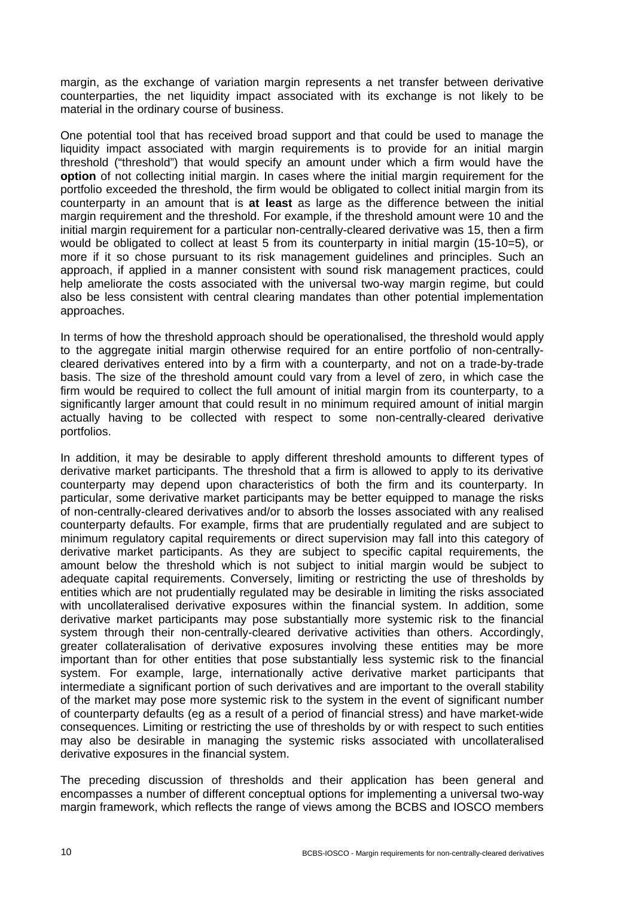margin, as the exchange of variation margin represents a net transfer between derivative counterparties, the net liquidity impact associated with its exchange is not likely to be material in the ordinary course of business.

One potential tool that has received broad support and that could be used to manage the liquidity impact associated with margin requirements is to provide for an initial margin threshold ("threshold") that would specify an amount under which a firm would have the **option** of not collecting initial margin. In cases where the initial margin requirement for the portfolio exceeded the threshold, the firm would be obligated to collect initial margin from its counterparty in an amount that is **at least** as large as the difference between the initial margin requirement and the threshold. For example, if the threshold amount were 10 and the initial margin requirement for a particular non-centrally-cleared derivative was 15, then a firm would be obligated to collect at least 5 from its counterparty in initial margin (15-10=5), or more if it so chose pursuant to its risk management guidelines and principles. Such an approach, if applied in a manner consistent with sound risk management practices, could help ameliorate the costs associated with the universal two-way margin regime, but could also be less consistent with central clearing mandates than other potential implementation approaches.

In terms of how the threshold approach should be operationalised, the threshold would apply to the aggregate initial margin otherwise required for an entire portfolio of non-centrally-cleared derivatives entered into by a firm with a counterparty, and not on a trade-by-trade basis. The size of the threshold amount could vary from a level of zero, in which case the firm would be required to collect the full amount of initial margin from its counterparty, to a significantly larger amount that could result in no minimum required amount of initial margin actually having to be collected with respect to some non-centrally-cleared derivative portfolios.

In addition, it may be desirable to apply different threshold amounts to different types of derivative market participants. The threshold that a firm is allowed to apply to its derivative counterparty may depend upon characteristics of both the firm and its counterparty. In particular, some derivative market participants may be better equipped to manage the risks of non-centrally-cleared derivatives and/or to absorb the losses associated with any realised counterparty defaults. For example, firms that are prudentially regulated and are subject to minimum regulatory capital requirements or direct supervision may fall into this category of derivative market participants. As they are subject to specific capital requirements, the amount below the threshold which is not subject to initial margin would be subject to adequate capital requirements. Conversely, limiting or restricting the use of thresholds by entities which are not prudentially regulated may be desirable in limiting the risks associated with uncollateralised derivative exposures within the financial system. In addition, some derivative market participants may pose substantially more systemic risk to the financial system through their non-centrally-cleared derivative activities than others. Accordingly, greater collateralisation of derivative exposures involving these entities may be more important than for other entities that pose substantially less systemic risk to the financial system. For example, large, internationally active derivative market participants that intermediate a significant portion of such derivatives and are important to the overall stability of the market may pose more systemic risk to the system in the event of significant number of counterparty defaults (eg as a result of a period of financial stress) and have market-wide consequences. Limiting or restricting the use of thresholds by or with respect to such entities may also be desirable in managing the systemic risks associated with uncollateralised derivative exposures in the financial system.

The preceding discussion of thresholds and their application has been general and encompasses a number of different conceptual options for implementing a universal two-way margin framework, which reflects the range of views among the BCBS and IOSCO members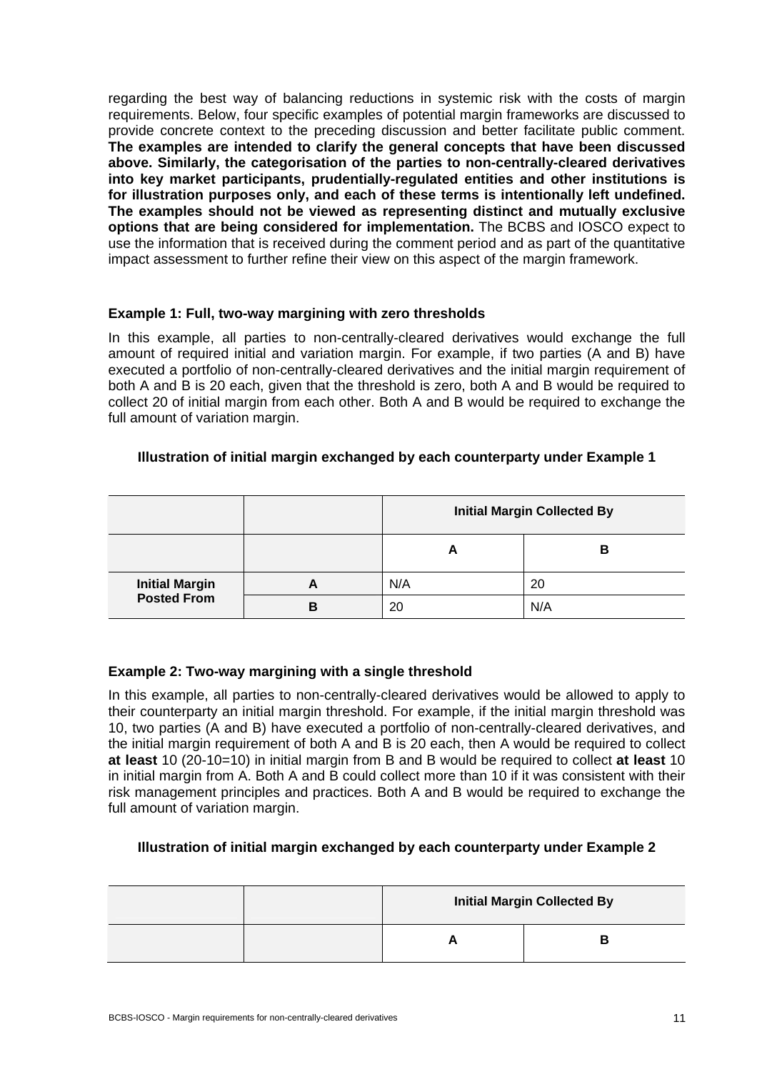regarding the best way of balancing reductions in systemic risk with the costs of margin requirements. Below, four specific examples of potential margin frameworks are discussed to provide concrete context to the preceding discussion and better facilitate public comment. **The examples are intended to clarify the general concepts that have been discussed above. Similarly, the categorisation of the parties to non-centrally-cleared derivatives into key market participants, prudentially-regulated entities and other institutions is for illustration purposes only, and each of these terms is intentionally left undefined. The examples should not be viewed as representing distinct and mutually exclusive options that are being considered for implementation.** The BCBS and IOSCO expect to use the information that is received during the comment period and as part of the quantitative impact assessment to further refine their view on this aspect of the margin framework.

**Example 1: Full, two-way margining with zero thresholds**

In this example, all parties to non-centrally-cleared derivatives would exchange the full amount of required initial and variation margin. For example, if two parties (A and B) have executed a portfolio of non-centrally-cleared derivatives and the initial margin requirement of both A and B is 20 each, given that the threshold is zero, both A and B would be required to collect 20 of initial margin from each other. Both A and B would be required to exchange the full amount of variation margin.

**Illustration of initial margin exchanged by each counterparty under Example 1**

| | | Initial Margin Collected By | |
|---|---|---|---|
| | | **A** | **B** |
| **Initial Margin Posted From** | **A** | N/A | 20 |
| | **B** | 20 | N/A |

**Example 2: Two-way margining with a single threshold**

In this example, all parties to non-centrally-cleared derivatives would be allowed to apply to their counterparty an initial margin threshold. For example, if the initial margin threshold was 10, two parties (A and B) have executed a portfolio of non-centrally-cleared derivatives, and the initial margin requirement of both A and B is 20 each, then A would be required to collect **at least** 10 (20-10=10) in initial margin from B and B would be required to collect **at least** 10 in initial margin from A. Both A and B could collect more than 10 if it was consistent with their risk management principles and practices. Both A and B would be required to exchange the full amount of variation margin.

**Illustration of initial margin exchanged by each counterparty under Example 2**

| | | Initial Margin Collected By | |
|---|---|---|---|
| | | **A** | **B** |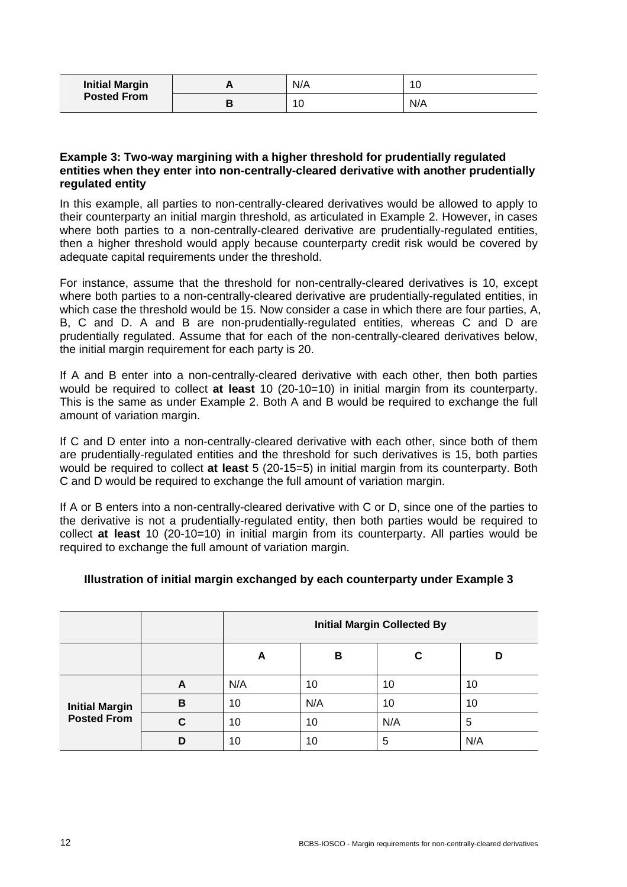| | | | |
|---|---|---|---|
| **Initial Margin Posted From** | **A** | N/A | 10 |
| | **B** | 10 | N/A |

**Example 3: Two-way margining with a higher threshold for prudentially regulated entities when they enter into non-centrally-cleared derivative with another prudentially regulated entity**

In this example, all parties to non-centrally-cleared derivatives would be allowed to apply to their counterparty an initial margin threshold, as articulated in Example 2. However, in cases where both parties to a non-centrally-cleared derivative are prudentially-regulated entities, then a higher threshold would apply because counterparty credit risk would be covered by adequate capital requirements under the threshold.

For instance, assume that the threshold for non-centrally-cleared derivatives is 10, except where both parties to a non-centrally-cleared derivative are prudentially-regulated entities, in which case the threshold would be 15. Now consider a case in which there are four parties, A, B, C and D. A and B are non-prudentially-regulated entities, whereas C and D are prudentially regulated. Assume that for each of the non-centrally-cleared derivatives below, the initial margin requirement for each party is 20.

If A and B enter into a non-centrally-cleared derivative with each other, then both parties would be required to collect **at least** 10 (20-10=10) in initial margin from its counterparty. This is the same as under Example 2. Both A and B would be required to exchange the full amount of variation margin.

If C and D enter into a non-centrally-cleared derivative with each other, since both of them are prudentially-regulated entities and the threshold for such derivatives is 15, both parties would be required to collect **at least** 5 (20-15=5) in initial margin from its counterparty. Both C and D would be required to exchange the full amount of variation margin.

If A or B enters into a non-centrally-cleared derivative with C or D, since one of the parties to the derivative is not a prudentially-regulated entity, then both parties would be required to collect **at least** 10 (20-10=10) in initial margin from its counterparty. All parties would be required to exchange the full amount of variation margin.

**Illustration of initial margin exchanged by each counterparty under Example 3**

| | | **Initial Margin Collected By** | | | |
|---|---|---|---|---|---|
| | | **A** | **B** | **C** | **D** |
| **Initial Margin Posted From** | **A** | N/A | 10 | 10 | 10 |
| | **B** | 10 | N/A | 10 | 10 |
| | **C** | 10 | 10 | N/A | 5 |
| | **D** | 10 | 10 | 5 | N/A |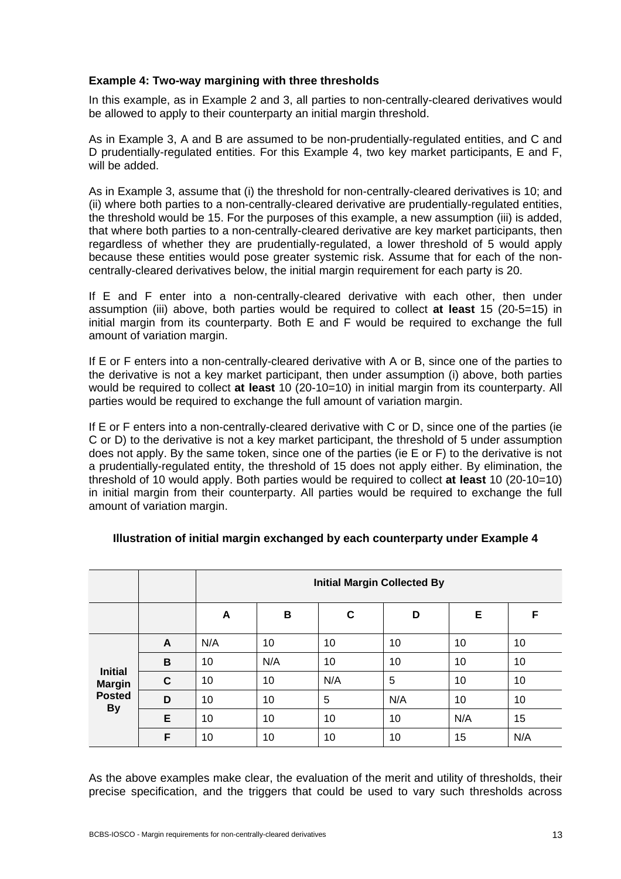**Example 4: Two-way margining with three thresholds**

In this example, as in Example 2 and 3, all parties to non-centrally-cleared derivatives would be allowed to apply to their counterparty an initial margin threshold.

As in Example 3, A and B are assumed to be non-prudentially-regulated entities, and C and D prudentially-regulated entities. For this Example 4, two key market participants, E and F, will be added.

As in Example 3, assume that (i) the threshold for non-centrally-cleared derivatives is 10; and (ii) where both parties to a non-centrally-cleared derivative are prudentially-regulated entities, the threshold would be 15. For the purposes of this example, a new assumption (iii) is added, that where both parties to a non-centrally-cleared derivative are key market participants, then regardless of whether they are prudentially-regulated, a lower threshold of 5 would apply because these entities would pose greater systemic risk. Assume that for each of the non-centrally-cleared derivatives below, the initial margin requirement for each party is 20.

If E and F enter into a non-centrally-cleared derivative with each other, then under assumption (iii) above, both parties would be required to collect **at least** 15 (20-5=15) in initial margin from its counterparty. Both E and F would be required to exchange the full amount of variation margin.

If E or F enters into a non-centrally-cleared derivative with A or B, since one of the parties to the derivative is not a key market participant, then under assumption (i) above, both parties would be required to collect **at least** 10 (20-10=10) in initial margin from its counterparty. All parties would be required to exchange the full amount of variation margin.

If E or F enters into a non-centrally-cleared derivative with C or D, since one of the parties (ie C or D) to the derivative is not a key market participant, the threshold of 5 under assumption does not apply. By the same token, since one of the parties (ie E or F) to the derivative is not a prudentially-regulated entity, the threshold of 15 does not apply either. By elimination, the threshold of 10 would apply. Both parties would be required to collect **at least** 10 (20-10=10) in initial margin from their counterparty. All parties would be required to exchange the full amount of variation margin.

**Illustration of initial margin exchanged by each counterparty under Example 4**

| | | Initial Margin Collected By | | | | | |
|---|---|---|---|---|---|---|---|
| | | **A** | **B** | **C** | **D** | **E** | **F** |
| **Initial Margin Posted By** | **A** | N/A | 10 | 10 | 10 | 10 | 10 |
| | **B** | 10 | N/A | 10 | 10 | 10 | 10 |
| | **C** | 10 | 10 | N/A | 5 | 10 | 10 |
| | **D** | 10 | 10 | 5 | N/A | 10 | 10 |
| | **E** | 10 | 10 | 10 | 10 | N/A | 15 |
| | **F** | 10 | 10 | 10 | 10 | 15 | N/A |

As the above examples make clear, the evaluation of the merit and utility of thresholds, their precise specification, and the triggers that could be used to vary such thresholds across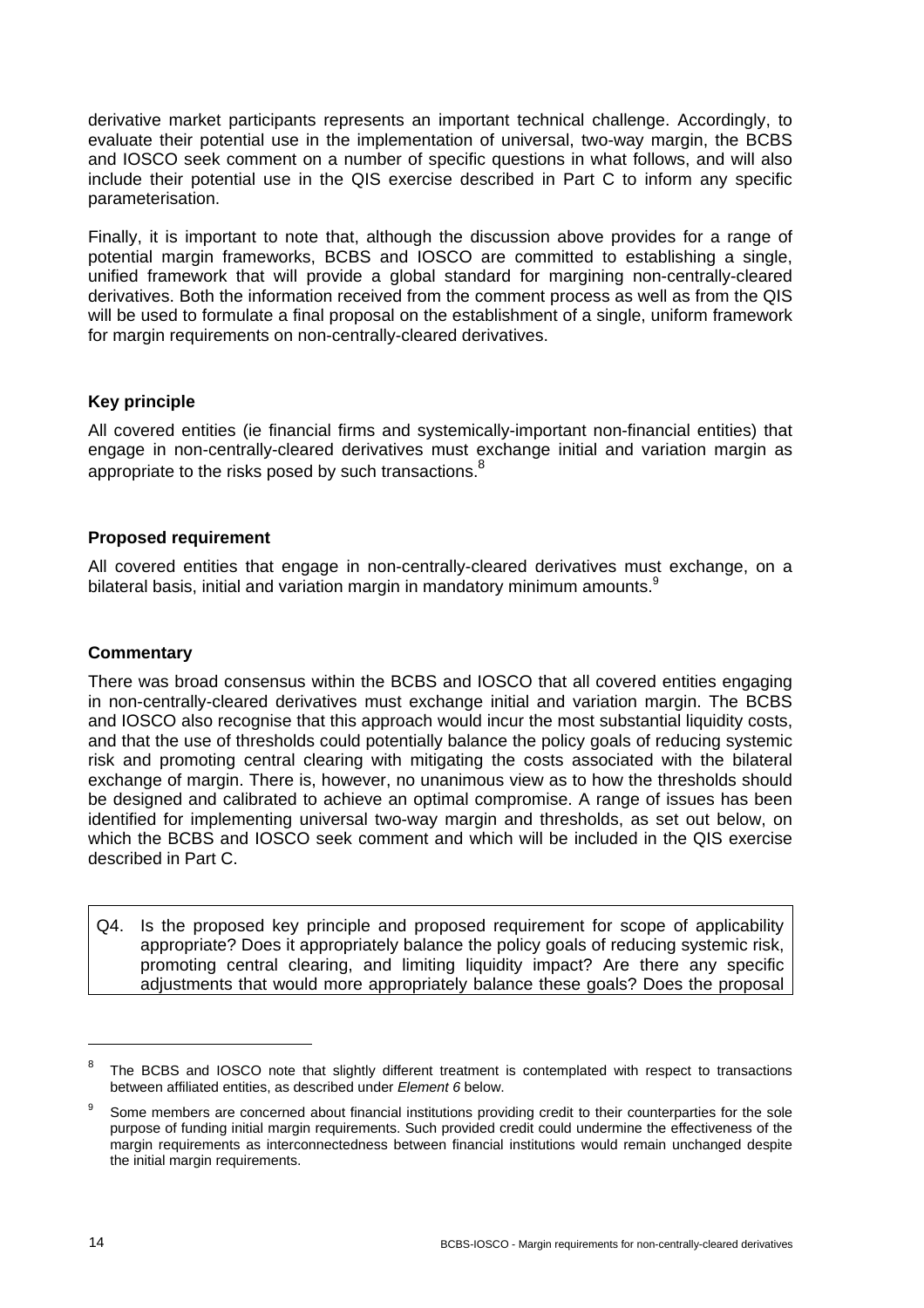derivative market participants represents an important technical challenge. Accordingly, to evaluate their potential use in the implementation of universal, two-way margin, the BCBS and IOSCO seek comment on a number of specific questions in what follows, and will also include their potential use in the QIS exercise described in Part C to inform any specific parameterisation.

Finally, it is important to note that, although the discussion above provides for a range of potential margin frameworks, BCBS and IOSCO are committed to establishing a single, unified framework that will provide a global standard for margining non-centrally-cleared derivatives. Both the information received from the comment process as well as from the QIS will be used to formulate a final proposal on the establishment of a single, uniform framework for margin requirements on non-centrally-cleared derivatives.

**Key principle**

All covered entities (ie financial firms and systemically-important non-financial entities) that engage in non-centrally-cleared derivatives must exchange initial and variation margin as appropriate to the risks posed by such transactions.[8]

**Proposed requirement**

All covered entities that engage in non-centrally-cleared derivatives must exchange, on a bilateral basis, initial and variation margin in mandatory minimum amounts.[9]

**Commentary**

There was broad consensus within the BCBS and IOSCO that all covered entities engaging in non-centrally-cleared derivatives must exchange initial and variation margin. The BCBS and IOSCO also recognise that this approach would incur the most substantial liquidity costs, and that the use of thresholds could potentially balance the policy goals of reducing systemic risk and promoting central clearing with mitigating the costs associated with the bilateral exchange of margin. There is, however, no unanimous view as to how the thresholds should be designed and calibrated to achieve an optimal compromise. A range of issues has been identified for implementing universal two-way margin and thresholds, as set out below, on which the BCBS and IOSCO seek comment and which will be included in the QIS exercise described in Part C.

Q4. Is the proposed key principle and proposed requirement for scope of applicability appropriate? Does it appropriately balance the policy goals of reducing systemic risk, promoting central clearing, and limiting liquidity impact? Are there any specific adjustments that would more appropriately balance these goals? Does the proposal

---

[8] The BCBS and IOSCO note that slightly different treatment is contemplated with respect to transactions between affiliated entities, as described under *Element 6* below.

[9] Some members are concerned about financial institutions providing credit to their counterparties for the sole purpose of funding initial margin requirements. Such provided credit could undermine the effectiveness of the margin requirements as interconnectedness between financial institutions would remain unchanged despite the initial margin requirements.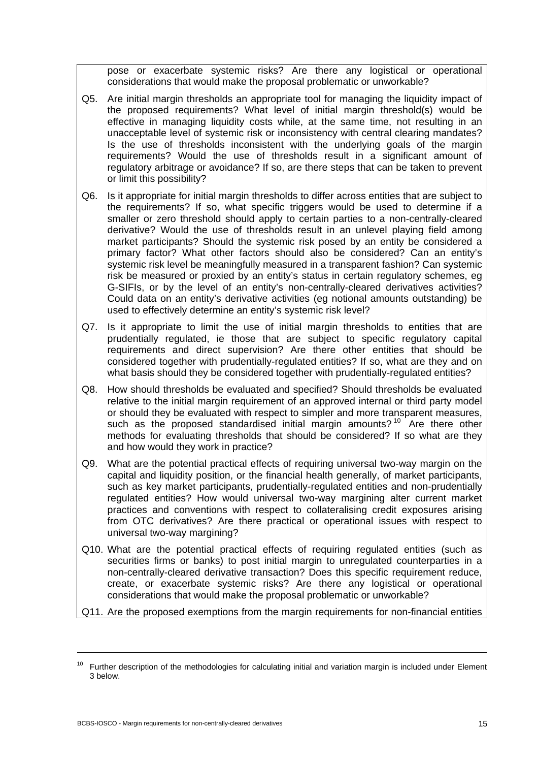pose or exacerbate systemic risks? Are there any logistical or operational considerations that would make the proposal problematic or unworkable?

Q5. Are initial margin thresholds an appropriate tool for managing the liquidity impact of the proposed requirements? What level of initial margin threshold(s) would be effective in managing liquidity costs while, at the same time, not resulting in an unacceptable level of systemic risk or inconsistency with central clearing mandates? Is the use of thresholds inconsistent with the underlying goals of the margin requirements? Would the use of thresholds result in a significant amount of regulatory arbitrage or avoidance? If so, are there steps that can be taken to prevent or limit this possibility?

Q6. Is it appropriate for initial margin thresholds to differ across entities that are subject to the requirements? If so, what specific triggers would be used to determine if a smaller or zero threshold should apply to certain parties to a non-centrally-cleared derivative? Would the use of thresholds result in an unlevel playing field among market participants? Should the systemic risk posed by an entity be considered a primary factor? What other factors should also be considered? Can an entity's systemic risk level be meaningfully measured in a transparent fashion? Can systemic risk be measured or proxied by an entity's status in certain regulatory schemes, eg G-SIFIs, or by the level of an entity's non-centrally-cleared derivatives activities? Could data on an entity's derivative activities (eg notional amounts outstanding) be used to effectively determine an entity's systemic risk level?

Q7. Is it appropriate to limit the use of initial margin thresholds to entities that are prudentially regulated, ie those that are subject to specific regulatory capital requirements and direct supervision? Are there other entities that should be considered together with prudentially-regulated entities? If so, what are they and on what basis should they be considered together with prudentially-regulated entities?

Q8. How should thresholds be evaluated and specified? Should thresholds be evaluated relative to the initial margin requirement of an approved internal or third party model or should they be evaluated with respect to simpler and more transparent measures, such as the proposed standardised initial margin amounts?[10] Are there other methods for evaluating thresholds that should be considered? If so what are they and how would they work in practice?

Q9. What are the potential practical effects of requiring universal two-way margin on the capital and liquidity position, or the financial health generally, of market participants, such as key market participants, prudentially-regulated entities and non-prudentially regulated entities? How would universal two-way margining alter current market practices and conventions with respect to collateralising credit exposures arising from OTC derivatives? Are there practical or operational issues with respect to universal two-way margining?

Q10. What are the potential practical effects of requiring regulated entities (such as securities firms or banks) to post initial margin to unregulated counterparties in a non-centrally-cleared derivative transaction? Does this specific requirement reduce, create, or exacerbate systemic risks? Are there any logistical or operational considerations that would make the proposal problematic or unworkable?

Q11. Are the proposed exemptions from the margin requirements for non-financial entities

---

[10] Further description of the methodologies for calculating initial and variation margin is included under Element 3 below.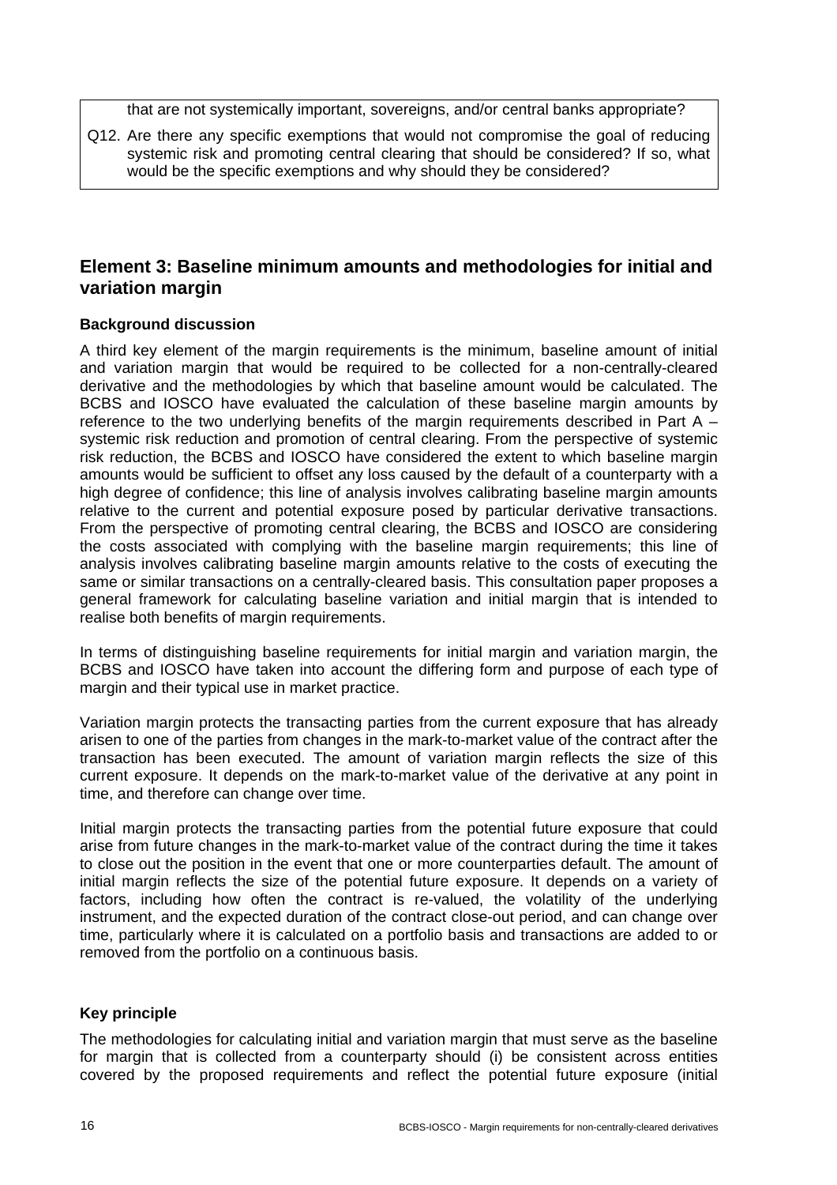that are not systemically important, sovereigns, and/or central banks appropriate?

Q12. Are there any specific exemptions that would not compromise the goal of reducing systemic risk and promoting central clearing that should be considered? If so, what would be the specific exemptions and why should they be considered?

## Element 3: Baseline minimum amounts and methodologies for initial and variation margin

### Background discussion

A third key element of the margin requirements is the minimum, baseline amount of initial and variation margin that would be required to be collected for a non-centrally-cleared derivative and the methodologies by which that baseline amount would be calculated. The BCBS and IOSCO have evaluated the calculation of these baseline margin amounts by reference to the two underlying benefits of the margin requirements described in Part A – systemic risk reduction and promotion of central clearing. From the perspective of systemic risk reduction, the BCBS and IOSCO have considered the extent to which baseline margin amounts would be sufficient to offset any loss caused by the default of a counterparty with a high degree of confidence; this line of analysis involves calibrating baseline margin amounts relative to the current and potential exposure posed by particular derivative transactions. From the perspective of promoting central clearing, the BCBS and IOSCO are considering the costs associated with complying with the baseline margin requirements; this line of analysis involves calibrating baseline margin amounts relative to the costs of executing the same or similar transactions on a centrally-cleared basis. This consultation paper proposes a general framework for calculating baseline variation and initial margin that is intended to realise both benefits of margin requirements.

In terms of distinguishing baseline requirements for initial margin and variation margin, the BCBS and IOSCO have taken into account the differing form and purpose of each type of margin and their typical use in market practice.

Variation margin protects the transacting parties from the current exposure that has already arisen to one of the parties from changes in the mark-to-market value of the contract after the transaction has been executed. The amount of variation margin reflects the size of this current exposure. It depends on the mark-to-market value of the derivative at any point in time, and therefore can change over time.

Initial margin protects the transacting parties from the potential future exposure that could arise from future changes in the mark-to-market value of the contract during the time it takes to close out the position in the event that one or more counterparties default. The amount of initial margin reflects the size of the potential future exposure. It depends on a variety of factors, including how often the contract is re-valued, the volatility of the underlying instrument, and the expected duration of the contract close-out period, and can change over time, particularly where it is calculated on a portfolio basis and transactions are added to or removed from the portfolio on a continuous basis.

### Key principle

The methodologies for calculating initial and variation margin that must serve as the baseline for margin that is collected from a counterparty should (i) be consistent across entities covered by the proposed requirements and reflect the potential future exposure (initial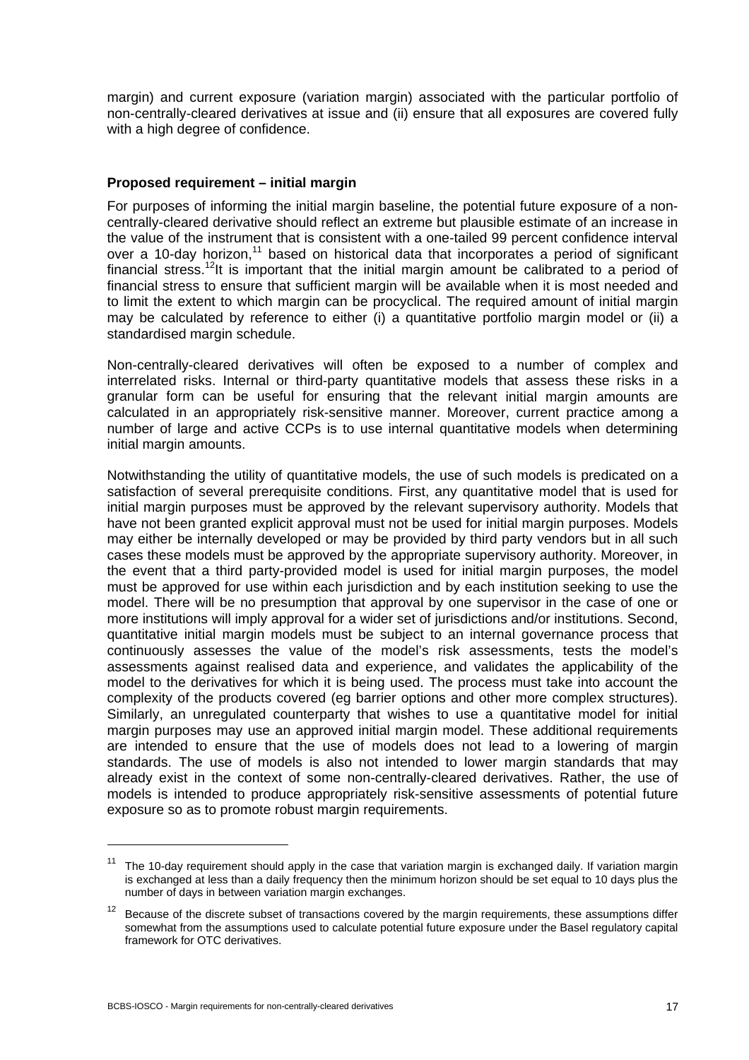margin) and current exposure (variation margin) associated with the particular portfolio of non-centrally-cleared derivatives at issue and (ii) ensure that all exposures are covered fully with a high degree of confidence.

**Proposed requirement – initial margin**

For purposes of informing the initial margin baseline, the potential future exposure of a non-centrally-cleared derivative should reflect an extreme but plausible estimate of an increase in the value of the instrument that is consistent with a one-tailed 99 percent confidence interval over a 10-day horizon,[11] based on historical data that incorporates a period of significant financial stress.[12]It is important that the initial margin amount be calibrated to a period of financial stress to ensure that sufficient margin will be available when it is most needed and to limit the extent to which margin can be procyclical. The required amount of initial margin may be calculated by reference to either (i) a quantitative portfolio margin model or (ii) a standardised margin schedule.

Non-centrally-cleared derivatives will often be exposed to a number of complex and interrelated risks. Internal or third-party quantitative models that assess these risks in a granular form can be useful for ensuring that the relevant initial margin amounts are calculated in an appropriately risk-sensitive manner. Moreover, current practice among a number of large and active CCPs is to use internal quantitative models when determining initial margin amounts.

Notwithstanding the utility of quantitative models, the use of such models is predicated on a satisfaction of several prerequisite conditions. First, any quantitative model that is used for initial margin purposes must be approved by the relevant supervisory authority. Models that have not been granted explicit approval must not be used for initial margin purposes. Models may either be internally developed or may be provided by third party vendors but in all such cases these models must be approved by the appropriate supervisory authority. Moreover, in the event that a third party-provided model is used for initial margin purposes, the model must be approved for use within each jurisdiction and by each institution seeking to use the model. There will be no presumption that approval by one supervisor in the case of one or more institutions will imply approval for a wider set of jurisdictions and/or institutions. Second, quantitative initial margin models must be subject to an internal governance process that continuously assesses the value of the model's risk assessments, tests the model's assessments against realised data and experience, and validates the applicability of the model to the derivatives for which it is being used. The process must take into account the complexity of the products covered (eg barrier options and other more complex structures). Similarly, an unregulated counterparty that wishes to use a quantitative model for initial margin purposes may use an approved initial margin model. These additional requirements are intended to ensure that the use of models does not lead to a lowering of margin standards. The use of models is also not intended to lower margin standards that may already exist in the context of some non-centrally-cleared derivatives. Rather, the use of models is intended to produce appropriately risk-sensitive assessments of potential future exposure so as to promote robust margin requirements.

---

[11] The 10-day requirement should apply in the case that variation margin is exchanged daily. If variation margin is exchanged at less than a daily frequency then the minimum horizon should be set equal to 10 days plus the number of days in between variation margin exchanges.

[12] Because of the discrete subset of transactions covered by the margin requirements, these assumptions differ somewhat from the assumptions used to calculate potential future exposure under the Basel regulatory capital framework for OTC derivatives.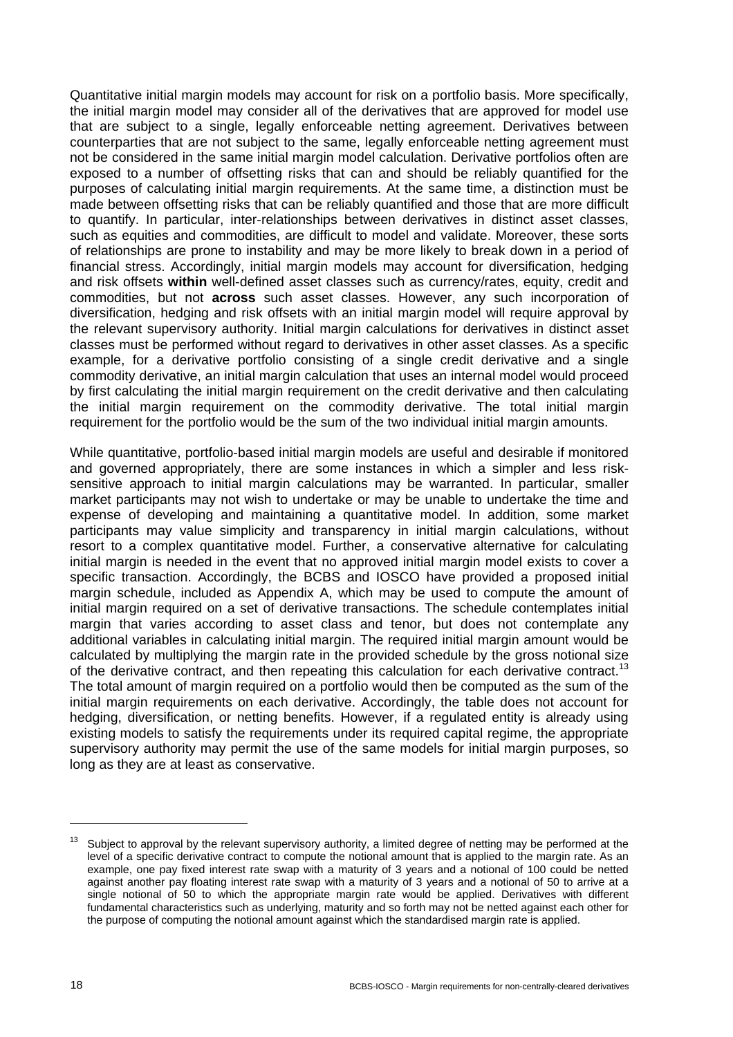Quantitative initial margin models may account for risk on a portfolio basis. More specifically, the initial margin model may consider all of the derivatives that are approved for model use that are subject to a single, legally enforceable netting agreement. Derivatives between counterparties that are not subject to the same, legally enforceable netting agreement must not be considered in the same initial margin model calculation. Derivative portfolios often are exposed to a number of offsetting risks that can and should be reliably quantified for the purposes of calculating initial margin requirements. At the same time, a distinction must be made between offsetting risks that can be reliably quantified and those that are more difficult to quantify. In particular, inter-relationships between derivatives in distinct asset classes, such as equities and commodities, are difficult to model and validate. Moreover, these sorts of relationships are prone to instability and may be more likely to break down in a period of financial stress. Accordingly, initial margin models may account for diversification, hedging and risk offsets **within** well-defined asset classes such as currency/rates, equity, credit and commodities, but not **across** such asset classes. However, any such incorporation of diversification, hedging and risk offsets with an initial margin model will require approval by the relevant supervisory authority. Initial margin calculations for derivatives in distinct asset classes must be performed without regard to derivatives in other asset classes. As a specific example, for a derivative portfolio consisting of a single credit derivative and a single commodity derivative, an initial margin calculation that uses an internal model would proceed by first calculating the initial margin requirement on the credit derivative and then calculating the initial margin requirement on the commodity derivative. The total initial margin requirement for the portfolio would be the sum of the two individual initial margin amounts.

While quantitative, portfolio-based initial margin models are useful and desirable if monitored and governed appropriately, there are some instances in which a simpler and less risk-sensitive approach to initial margin calculations may be warranted. In particular, smaller market participants may not wish to undertake or may be unable to undertake the time and expense of developing and maintaining a quantitative model. In addition, some market participants may value simplicity and transparency in initial margin calculations, without resort to a complex quantitative model. Further, a conservative alternative for calculating initial margin is needed in the event that no approved initial margin model exists to cover a specific transaction. Accordingly, the BCBS and IOSCO have provided a proposed initial margin schedule, included as Appendix A, which may be used to compute the amount of initial margin required on a set of derivative transactions. The schedule contemplates initial margin that varies according to asset class and tenor, but does not contemplate any additional variables in calculating initial margin. The required initial margin amount would be calculated by multiplying the margin rate in the provided schedule by the gross notional size of the derivative contract, and then repeating this calculation for each derivative contract.[13] The total amount of margin required on a portfolio would then be computed as the sum of the initial margin requirements on each derivative. Accordingly, the table does not account for hedging, diversification, or netting benefits. However, if a regulated entity is already using existing models to satisfy the requirements under its required capital regime, the appropriate supervisory authority may permit the use of the same models for initial margin purposes, so long as they are at least as conservative.

---

[13] Subject to approval by the relevant supervisory authority, a limited degree of netting may be performed at the level of a specific derivative contract to compute the notional amount that is applied to the margin rate. As an example, one pay fixed interest rate swap with a maturity of 3 years and a notional of 100 could be netted against another pay floating interest rate swap with a maturity of 3 years and a notional of 50 to arrive at a single notional of 50 to which the appropriate margin rate would be applied. Derivatives with different fundamental characteristics such as underlying, maturity and so forth may not be netted against each other for the purpose of computing the notional amount against which the standardised margin rate is applied.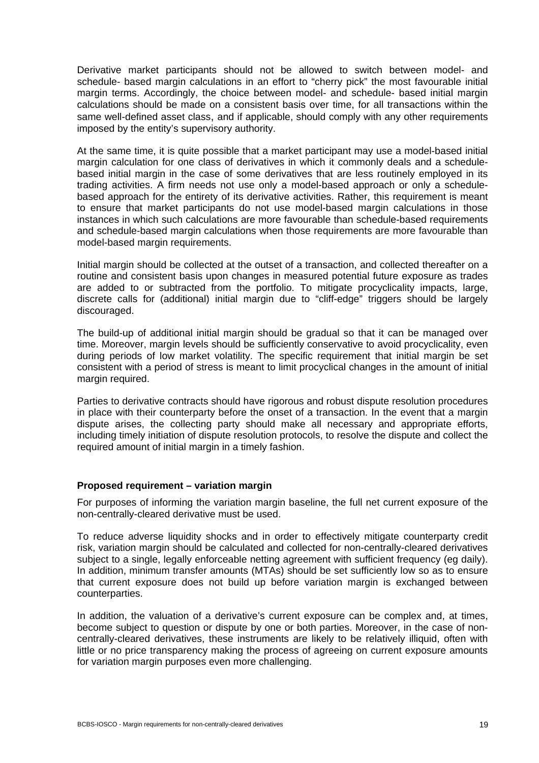Derivative market participants should not be allowed to switch between model- and schedule- based margin calculations in an effort to "cherry pick" the most favourable initial margin terms. Accordingly, the choice between model- and schedule- based initial margin calculations should be made on a consistent basis over time, for all transactions within the same well-defined asset class, and if applicable, should comply with any other requirements imposed by the entity's supervisory authority.

At the same time, it is quite possible that a market participant may use a model-based initial margin calculation for one class of derivatives in which it commonly deals and a schedule-based initial margin in the case of some derivatives that are less routinely employed in its trading activities. A firm needs not use only a model-based approach or only a schedule-based approach for the entirety of its derivative activities. Rather, this requirement is meant to ensure that market participants do not use model-based margin calculations in those instances in which such calculations are more favourable than schedule-based requirements and schedule-based margin calculations when those requirements are more favourable than model-based margin requirements.

Initial margin should be collected at the outset of a transaction, and collected thereafter on a routine and consistent basis upon changes in measured potential future exposure as trades are added to or subtracted from the portfolio. To mitigate procyclicality impacts, large, discrete calls for (additional) initial margin due to "cliff-edge" triggers should be largely discouraged.

The build-up of additional initial margin should be gradual so that it can be managed over time. Moreover, margin levels should be sufficiently conservative to avoid procyclicality, even during periods of low market volatility. The specific requirement that initial margin be set consistent with a period of stress is meant to limit procyclical changes in the amount of initial margin required.

Parties to derivative contracts should have rigorous and robust dispute resolution procedures in place with their counterparty before the onset of a transaction. In the event that a margin dispute arises, the collecting party should make all necessary and appropriate efforts, including timely initiation of dispute resolution protocols, to resolve the dispute and collect the required amount of initial margin in a timely fashion.

**Proposed requirement – variation margin**

For purposes of informing the variation margin baseline, the full net current exposure of the non-centrally-cleared derivative must be used.

To reduce adverse liquidity shocks and in order to effectively mitigate counterparty credit risk, variation margin should be calculated and collected for non-centrally-cleared derivatives subject to a single, legally enforceable netting agreement with sufficient frequency (eg daily). In addition, minimum transfer amounts (MTAs) should be set sufficiently low so as to ensure that current exposure does not build up before variation margin is exchanged between counterparties.

In addition, the valuation of a derivative's current exposure can be complex and, at times, become subject to question or dispute by one or both parties. Moreover, in the case of non-centrally-cleared derivatives, these instruments are likely to be relatively illiquid, often with little or no price transparency making the process of agreeing on current exposure amounts for variation margin purposes even more challenging.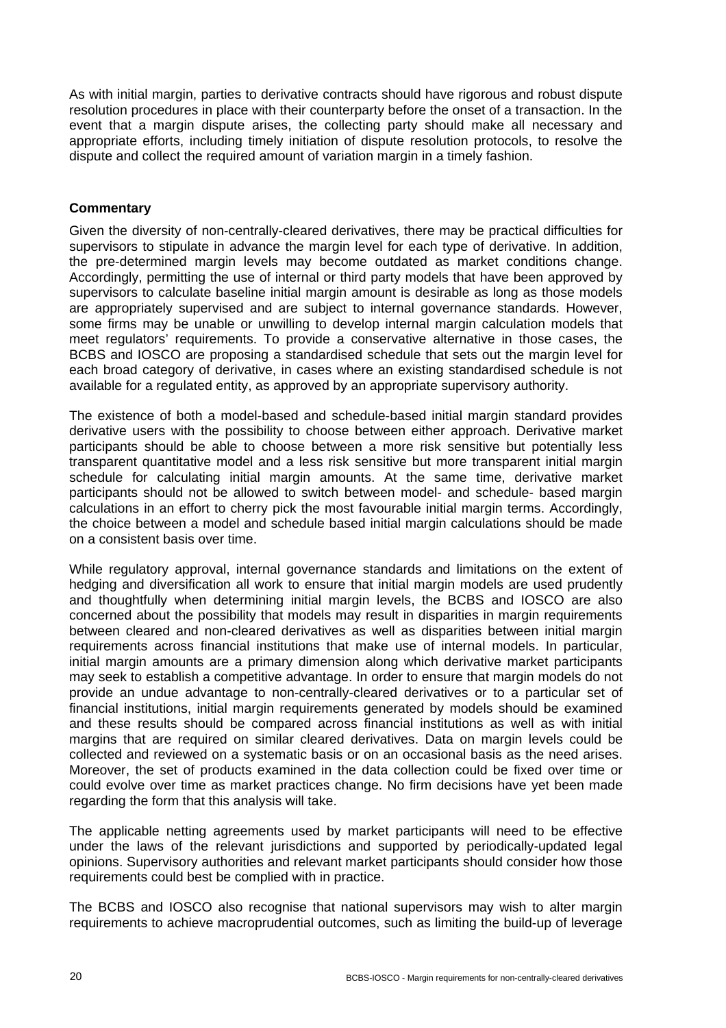As with initial margin, parties to derivative contracts should have rigorous and robust dispute resolution procedures in place with their counterparty before the onset of a transaction. In the event that a margin dispute arises, the collecting party should make all necessary and appropriate efforts, including timely initiation of dispute resolution protocols, to resolve the dispute and collect the required amount of variation margin in a timely fashion.

**Commentary**

Given the diversity of non-centrally-cleared derivatives, there may be practical difficulties for supervisors to stipulate in advance the margin level for each type of derivative. In addition, the pre-determined margin levels may become outdated as market conditions change. Accordingly, permitting the use of internal or third party models that have been approved by supervisors to calculate baseline initial margin amount is desirable as long as those models are appropriately supervised and are subject to internal governance standards. However, some firms may be unable or unwilling to develop internal margin calculation models that meet regulators' requirements. To provide a conservative alternative in those cases, the BCBS and IOSCO are proposing a standardised schedule that sets out the margin level for each broad category of derivative, in cases where an existing standardised schedule is not available for a regulated entity, as approved by an appropriate supervisory authority.

The existence of both a model-based and schedule-based initial margin standard provides derivative users with the possibility to choose between either approach. Derivative market participants should be able to choose between a more risk sensitive but potentially less transparent quantitative model and a less risk sensitive but more transparent initial margin schedule for calculating initial margin amounts. At the same time, derivative market participants should not be allowed to switch between model- and schedule- based margin calculations in an effort to cherry pick the most favourable initial margin terms. Accordingly, the choice between a model and schedule based initial margin calculations should be made on a consistent basis over time.

While regulatory approval, internal governance standards and limitations on the extent of hedging and diversification all work to ensure that initial margin models are used prudently and thoughtfully when determining initial margin levels, the BCBS and IOSCO are also concerned about the possibility that models may result in disparities in margin requirements between cleared and non-cleared derivatives as well as disparities between initial margin requirements across financial institutions that make use of internal models. In particular, initial margin amounts are a primary dimension along which derivative market participants may seek to establish a competitive advantage. In order to ensure that margin models do not provide an undue advantage to non-centrally-cleared derivatives or to a particular set of financial institutions, initial margin requirements generated by models should be examined and these results should be compared across financial institutions as well as with initial margins that are required on similar cleared derivatives. Data on margin levels could be collected and reviewed on a systematic basis or on an occasional basis as the need arises. Moreover, the set of products examined in the data collection could be fixed over time or could evolve over time as market practices change. No firm decisions have yet been made regarding the form that this analysis will take.

The applicable netting agreements used by market participants will need to be effective under the laws of the relevant jurisdictions and supported by periodically-updated legal opinions. Supervisory authorities and relevant market participants should consider how those requirements could best be complied with in practice.

The BCBS and IOSCO also recognise that national supervisors may wish to alter margin requirements to achieve macroprudential outcomes, such as limiting the build-up of leverage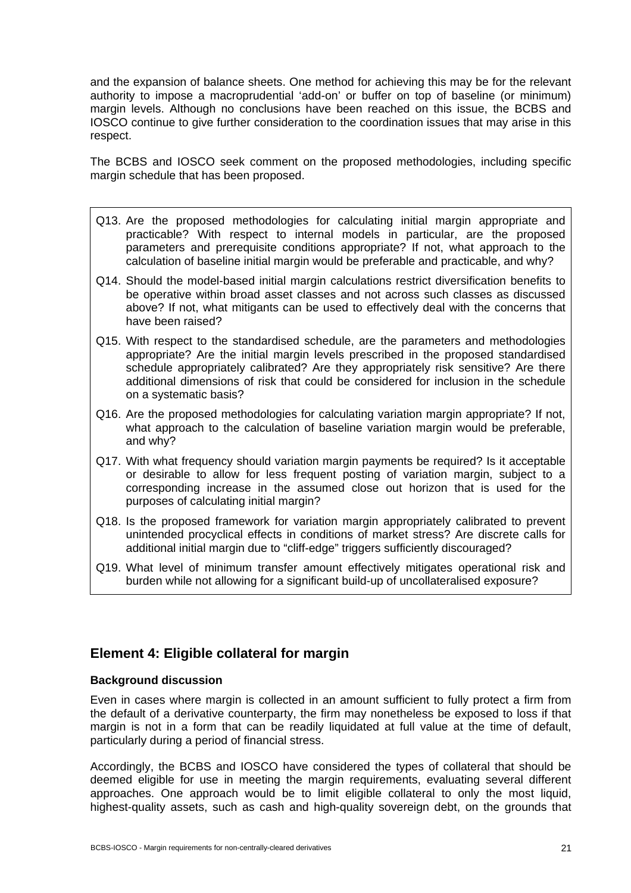and the expansion of balance sheets. One method for achieving this may be for the relevant authority to impose a macroprudential 'add-on' or buffer on top of baseline (or minimum) margin levels. Although no conclusions have been reached on this issue, the BCBS and IOSCO continue to give further consideration to the coordination issues that may arise in this respect.

The BCBS and IOSCO seek comment on the proposed methodologies, including specific margin schedule that has been proposed.

Q13. Are the proposed methodologies for calculating initial margin appropriate and practicable? With respect to internal models in particular, are the proposed parameters and prerequisite conditions appropriate? If not, what approach to the calculation of baseline initial margin would be preferable and practicable, and why?

Q14. Should the model-based initial margin calculations restrict diversification benefits to be operative within broad asset classes and not across such classes as discussed above? If not, what mitigants can be used to effectively deal with the concerns that have been raised?

Q15. With respect to the standardised schedule, are the parameters and methodologies appropriate? Are the initial margin levels prescribed in the proposed standardised schedule appropriately calibrated? Are they appropriately risk sensitive? Are there additional dimensions of risk that could be considered for inclusion in the schedule on a systematic basis?

Q16. Are the proposed methodologies for calculating variation margin appropriate? If not, what approach to the calculation of baseline variation margin would be preferable, and why?

Q17. With what frequency should variation margin payments be required? Is it acceptable or desirable to allow for less frequent posting of variation margin, subject to a corresponding increase in the assumed close out horizon that is used for the purposes of calculating initial margin?

Q18. Is the proposed framework for variation margin appropriately calibrated to prevent unintended procyclical effects in conditions of market stress? Are discrete calls for additional initial margin due to "cliff-edge" triggers sufficiently discouraged?

Q19. What level of minimum transfer amount effectively mitigates operational risk and burden while not allowing for a significant build-up of uncollateralised exposure?

## Element 4: Eligible collateral for margin

**Background discussion**

Even in cases where margin is collected in an amount sufficient to fully protect a firm from the default of a derivative counterparty, the firm may nonetheless be exposed to loss if that margin is not in a form that can be readily liquidated at full value at the time of default, particularly during a period of financial stress.

Accordingly, the BCBS and IOSCO have considered the types of collateral that should be deemed eligible for use in meeting the margin requirements, evaluating several different approaches. One approach would be to limit eligible collateral to only the most liquid, highest-quality assets, such as cash and high-quality sovereign debt, on the grounds that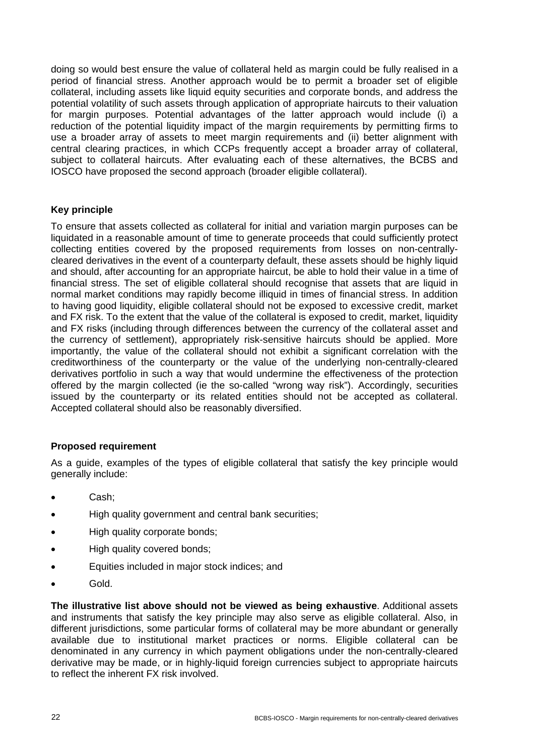doing so would best ensure the value of collateral held as margin could be fully realised in a period of financial stress. Another approach would be to permit a broader set of eligible collateral, including assets like liquid equity securities and corporate bonds, and address the potential volatility of such assets through application of appropriate haircuts to their valuation for margin purposes. Potential advantages of the latter approach would include (i) a reduction of the potential liquidity impact of the margin requirements by permitting firms to use a broader array of assets to meet margin requirements and (ii) better alignment with central clearing practices, in which CCPs frequently accept a broader array of collateral, subject to collateral haircuts. After evaluating each of these alternatives, the BCBS and IOSCO have proposed the second approach (broader eligible collateral).

**Key principle**

To ensure that assets collected as collateral for initial and variation margin purposes can be liquidated in a reasonable amount of time to generate proceeds that could sufficiently protect collecting entities covered by the proposed requirements from losses on non-centrally-cleared derivatives in the event of a counterparty default, these assets should be highly liquid and should, after accounting for an appropriate haircut, be able to hold their value in a time of financial stress. The set of eligible collateral should recognise that assets that are liquid in normal market conditions may rapidly become illiquid in times of financial stress. In addition to having good liquidity, eligible collateral should not be exposed to excessive credit, market and FX risk. To the extent that the value of the collateral is exposed to credit, market, liquidity and FX risks (including through differences between the currency of the collateral asset and the currency of settlement), appropriately risk-sensitive haircuts should be applied. More importantly, the value of the collateral should not exhibit a significant correlation with the creditworthiness of the counterparty or the value of the underlying non-centrally-cleared derivatives portfolio in such a way that would undermine the effectiveness of the protection offered by the margin collected (ie the so-called "wrong way risk"). Accordingly, securities issued by the counterparty or its related entities should not be accepted as collateral. Accepted collateral should also be reasonably diversified.

**Proposed requirement**

As a guide, examples of the types of eligible collateral that satisfy the key principle would generally include:

- Cash;
- High quality government and central bank securities;
- High quality corporate bonds;
- High quality covered bonds;
- Equities included in major stock indices; and
- Gold.

**The illustrative list above should not be viewed as being exhaustive**. Additional assets and instruments that satisfy the key principle may also serve as eligible collateral. Also, in different jurisdictions, some particular forms of collateral may be more abundant or generally available due to institutional market practices or norms. Eligible collateral can be denominated in any currency in which payment obligations under the non-centrally-cleared derivative may be made, or in highly-liquid foreign currencies subject to appropriate haircuts to reflect the inherent FX risk involved.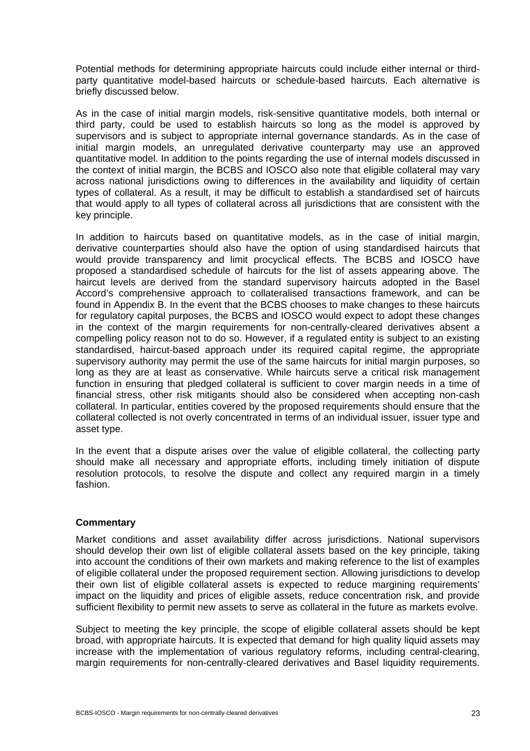Potential methods for determining appropriate haircuts could include either internal or third-party quantitative model-based haircuts or schedule-based haircuts. Each alternative is briefly discussed below.

As in the case of initial margin models, risk-sensitive quantitative models, both internal or third party, could be used to establish haircuts so long as the model is approved by supervisors and is subject to appropriate internal governance standards. As in the case of initial margin models, an unregulated derivative counterparty may use an approved quantitative model. In addition to the points regarding the use of internal models discussed in the context of initial margin, the BCBS and IOSCO also note that eligible collateral may vary across national jurisdictions owing to differences in the availability and liquidity of certain types of collateral. As a result, it may be difficult to establish a standardised set of haircuts that would apply to all types of collateral across all jurisdictions that are consistent with the key principle.

In addition to haircuts based on quantitative models, as in the case of initial margin, derivative counterparties should also have the option of using standardised haircuts that would provide transparency and limit procyclical effects. The BCBS and IOSCO have proposed a standardised schedule of haircuts for the list of assets appearing above. The haircut levels are derived from the standard supervisory haircuts adopted in the Basel Accord's comprehensive approach to collateralised transactions framework, and can be found in Appendix B. In the event that the BCBS chooses to make changes to these haircuts for regulatory capital purposes, the BCBS and IOSCO would expect to adopt these changes in the context of the margin requirements for non-centrally-cleared derivatives absent a compelling policy reason not to do so. However, if a regulated entity is subject to an existing standardised, haircut-based approach under its required capital regime, the appropriate supervisory authority may permit the use of the same haircuts for initial margin purposes, so long as they are at least as conservative. While haircuts serve a critical risk management function in ensuring that pledged collateral is sufficient to cover margin needs in a time of financial stress, other risk mitigants should also be considered when accepting non-cash collateral. In particular, entities covered by the proposed requirements should ensure that the collateral collected is not overly concentrated in terms of an individual issuer, issuer type and asset type.

In the event that a dispute arises over the value of eligible collateral, the collecting party should make all necessary and appropriate efforts, including timely initiation of dispute resolution protocols, to resolve the dispute and collect any required margin in a timely fashion.

**Commentary**

Market conditions and asset availability differ across jurisdictions. National supervisors should develop their own list of eligible collateral assets based on the key principle, taking into account the conditions of their own markets and making reference to the list of examples of eligible collateral under the proposed requirement section. Allowing jurisdictions to develop their own list of eligible collateral assets is expected to reduce margining requirements' impact on the liquidity and prices of eligible assets, reduce concentration risk, and provide sufficient flexibility to permit new assets to serve as collateral in the future as markets evolve.

Subject to meeting the key principle, the scope of eligible collateral assets should be kept broad, with appropriate haircuts. It is expected that demand for high quality liquid assets may increase with the implementation of various regulatory reforms, including central-clearing, margin requirements for non-centrally-cleared derivatives and Basel liquidity requirements.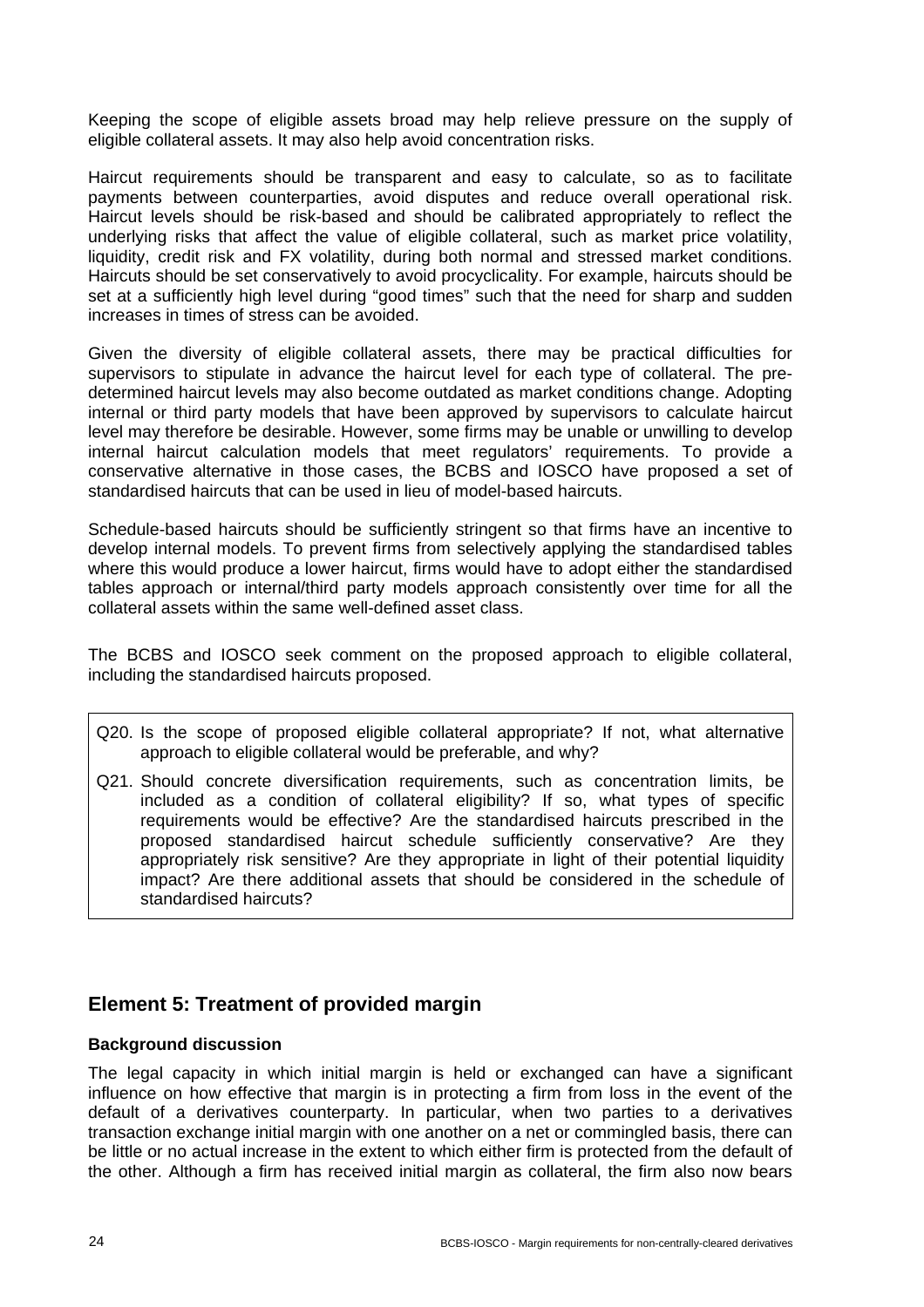Keeping the scope of eligible assets broad may help relieve pressure on the supply of eligible collateral assets. It may also help avoid concentration risks.

Haircut requirements should be transparent and easy to calculate, so as to facilitate payments between counterparties, avoid disputes and reduce overall operational risk. Haircut levels should be risk-based and should be calibrated appropriately to reflect the underlying risks that affect the value of eligible collateral, such as market price volatility, liquidity, credit risk and FX volatility, during both normal and stressed market conditions. Haircuts should be set conservatively to avoid procyclicality. For example, haircuts should be set at a sufficiently high level during "good times" such that the need for sharp and sudden increases in times of stress can be avoided.

Given the diversity of eligible collateral assets, there may be practical difficulties for supervisors to stipulate in advance the haircut level for each type of collateral. The pre-determined haircut levels may also become outdated as market conditions change. Adopting internal or third party models that have been approved by supervisors to calculate haircut level may therefore be desirable. However, some firms may be unable or unwilling to develop internal haircut calculation models that meet regulators' requirements. To provide a conservative alternative in those cases, the BCBS and IOSCO have proposed a set of standardised haircuts that can be used in lieu of model-based haircuts.

Schedule-based haircuts should be sufficiently stringent so that firms have an incentive to develop internal models. To prevent firms from selectively applying the standardised tables where this would produce a lower haircut, firms would have to adopt either the standardised tables approach or internal/third party models approach consistently over time for all the collateral assets within the same well-defined asset class.

The BCBS and IOSCO seek comment on the proposed approach to eligible collateral, including the standardised haircuts proposed.

Q20. Is the scope of proposed eligible collateral appropriate? If not, what alternative approach to eligible collateral would be preferable, and why?

Q21. Should concrete diversification requirements, such as concentration limits, be included as a condition of collateral eligibility? If so, what types of specific requirements would be effective? Are the standardised haircuts prescribed in the proposed standardised haircut schedule sufficiently conservative? Are they appropriately risk sensitive? Are they appropriate in light of their potential liquidity impact? Are there additional assets that should be considered in the schedule of standardised haircuts?

## Element 5: Treatment of provided margin

### Background discussion

The legal capacity in which initial margin is held or exchanged can have a significant influence on how effective that margin is in protecting a firm from loss in the event of the default of a derivatives counterparty. In particular, when two parties to a derivatives transaction exchange initial margin with one another on a net or commingled basis, there can be little or no actual increase in the extent to which either firm is protected from the default of the other. Although a firm has received initial margin as collateral, the firm also now bears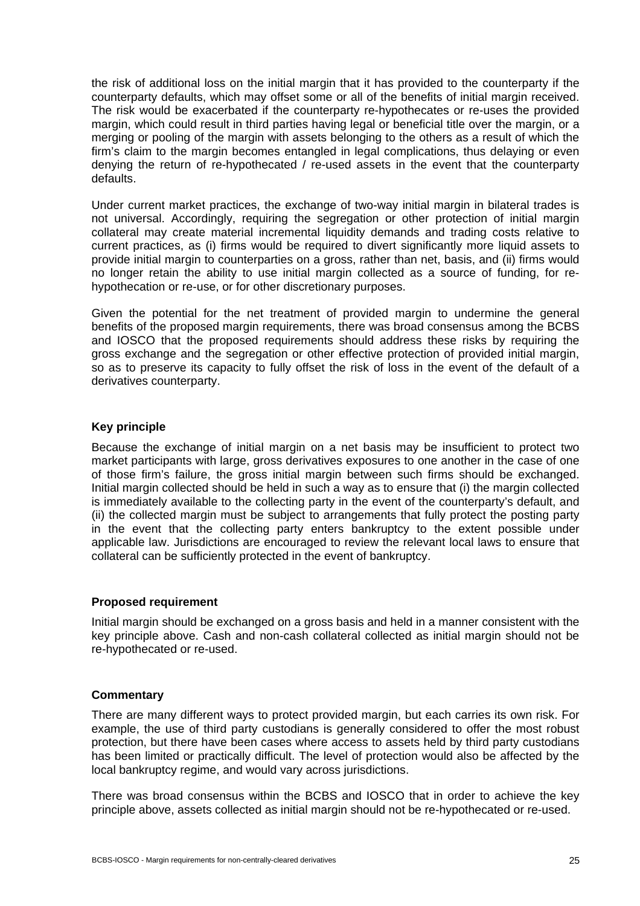the risk of additional loss on the initial margin that it has provided to the counterparty if the counterparty defaults, which may offset some or all of the benefits of initial margin received. The risk would be exacerbated if the counterparty re-hypothecates or re-uses the provided margin, which could result in third parties having legal or beneficial title over the margin, or a merging or pooling of the margin with assets belonging to the others as a result of which the firm's claim to the margin becomes entangled in legal complications, thus delaying or even denying the return of re-hypothecated / re-used assets in the event that the counterparty defaults.

Under current market practices, the exchange of two-way initial margin in bilateral trades is not universal. Accordingly, requiring the segregation or other protection of initial margin collateral may create material incremental liquidity demands and trading costs relative to current practices, as (i) firms would be required to divert significantly more liquid assets to provide initial margin to counterparties on a gross, rather than net, basis, and (ii) firms would no longer retain the ability to use initial margin collected as a source of funding, for re-hypothecation or re-use, or for other discretionary purposes.

Given the potential for the net treatment of provided margin to undermine the general benefits of the proposed margin requirements, there was broad consensus among the BCBS and IOSCO that the proposed requirements should address these risks by requiring the gross exchange and the segregation or other effective protection of provided initial margin, so as to preserve its capacity to fully offset the risk of loss in the event of the default of a derivatives counterparty.

**Key principle**

Because the exchange of initial margin on a net basis may be insufficient to protect two market participants with large, gross derivatives exposures to one another in the case of one of those firm's failure, the gross initial margin between such firms should be exchanged. Initial margin collected should be held in such a way as to ensure that (i) the margin collected is immediately available to the collecting party in the event of the counterparty's default, and (ii) the collected margin must be subject to arrangements that fully protect the posting party in the event that the collecting party enters bankruptcy to the extent possible under applicable law. Jurisdictions are encouraged to review the relevant local laws to ensure that collateral can be sufficiently protected in the event of bankruptcy.

**Proposed requirement**

Initial margin should be exchanged on a gross basis and held in a manner consistent with the key principle above. Cash and non-cash collateral collected as initial margin should not be re-hypothecated or re-used.

**Commentary**

There are many different ways to protect provided margin, but each carries its own risk. For example, the use of third party custodians is generally considered to offer the most robust protection, but there have been cases where access to assets held by third party custodians has been limited or practically difficult. The level of protection would also be affected by the local bankruptcy regime, and would vary across jurisdictions.

There was broad consensus within the BCBS and IOSCO that in order to achieve the key principle above, assets collected as initial margin should not be re-hypothecated or re-used.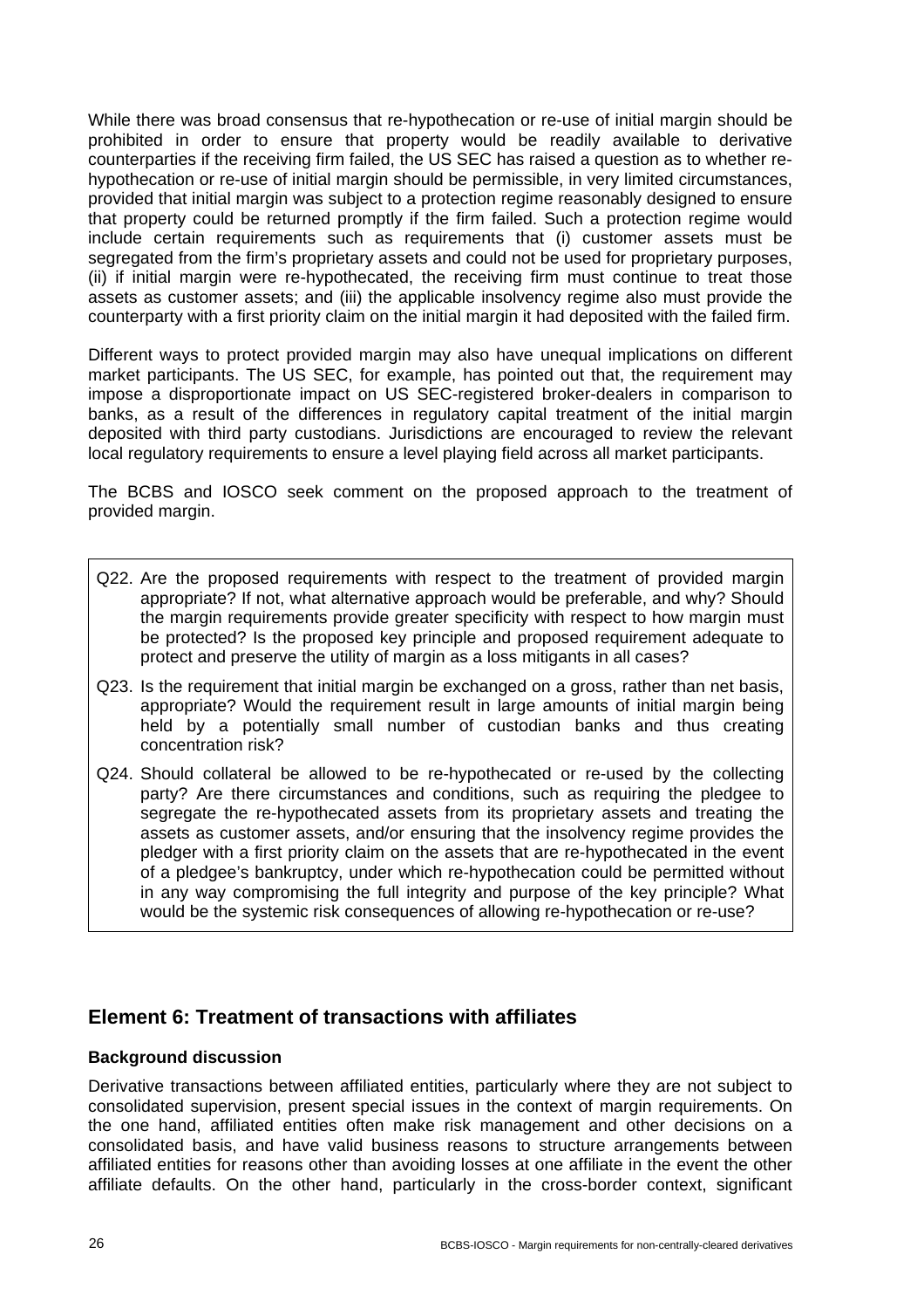While there was broad consensus that re-hypothecation or re-use of initial margin should be prohibited in order to ensure that property would be readily available to derivative counterparties if the receiving firm failed, the US SEC has raised a question as to whether re-hypothecation or re-use of initial margin should be permissible, in very limited circumstances, provided that initial margin was subject to a protection regime reasonably designed to ensure that property could be returned promptly if the firm failed. Such a protection regime would include certain requirements such as requirements that (i) customer assets must be segregated from the firm's proprietary assets and could not be used for proprietary purposes, (ii) if initial margin were re-hypothecated, the receiving firm must continue to treat those assets as customer assets; and (iii) the applicable insolvency regime also must provide the counterparty with a first priority claim on the initial margin it had deposited with the failed firm.

Different ways to protect provided margin may also have unequal implications on different market participants. The US SEC, for example, has pointed out that, the requirement may impose a disproportionate impact on US SEC-registered broker-dealers in comparison to banks, as a result of the differences in regulatory capital treatment of the initial margin deposited with third party custodians. Jurisdictions are encouraged to review the relevant local regulatory requirements to ensure a level playing field across all market participants.

The BCBS and IOSCO seek comment on the proposed approach to the treatment of provided margin.

> Q22. Are the proposed requirements with respect to the treatment of provided margin appropriate? If not, what alternative approach would be preferable, and why? Should the margin requirements provide greater specificity with respect to how margin must be protected? Is the proposed key principle and proposed requirement adequate to protect and preserve the utility of margin as a loss mitigants in all cases?
>
> Q23. Is the requirement that initial margin be exchanged on a gross, rather than net basis, appropriate? Would the requirement result in large amounts of initial margin being held by a potentially small number of custodian banks and thus creating concentration risk?
>
> Q24. Should collateral be allowed to be re-hypothecated or re-used by the collecting party? Are there circumstances and conditions, such as requiring the pledgee to segregate the re-hypothecated assets from its proprietary assets and treating the assets as customer assets, and/or ensuring that the insolvency regime provides the pledger with a first priority claim on the assets that are re-hypothecated in the event of a pledgee's bankruptcy, under which re-hypothecation could be permitted without in any way compromising the full integrity and purpose of the key principle? What would be the systemic risk consequences of allowing re-hypothecation or re-use?

## Element 6: Treatment of transactions with affiliates

### Background discussion

Derivative transactions between affiliated entities, particularly where they are not subject to consolidated supervision, present special issues in the context of margin requirements. On the one hand, affiliated entities often make risk management and other decisions on a consolidated basis, and have valid business reasons to structure arrangements between affiliated entities for reasons other than avoiding losses at one affiliate in the event the other affiliate defaults. On the other hand, particularly in the cross-border context, significant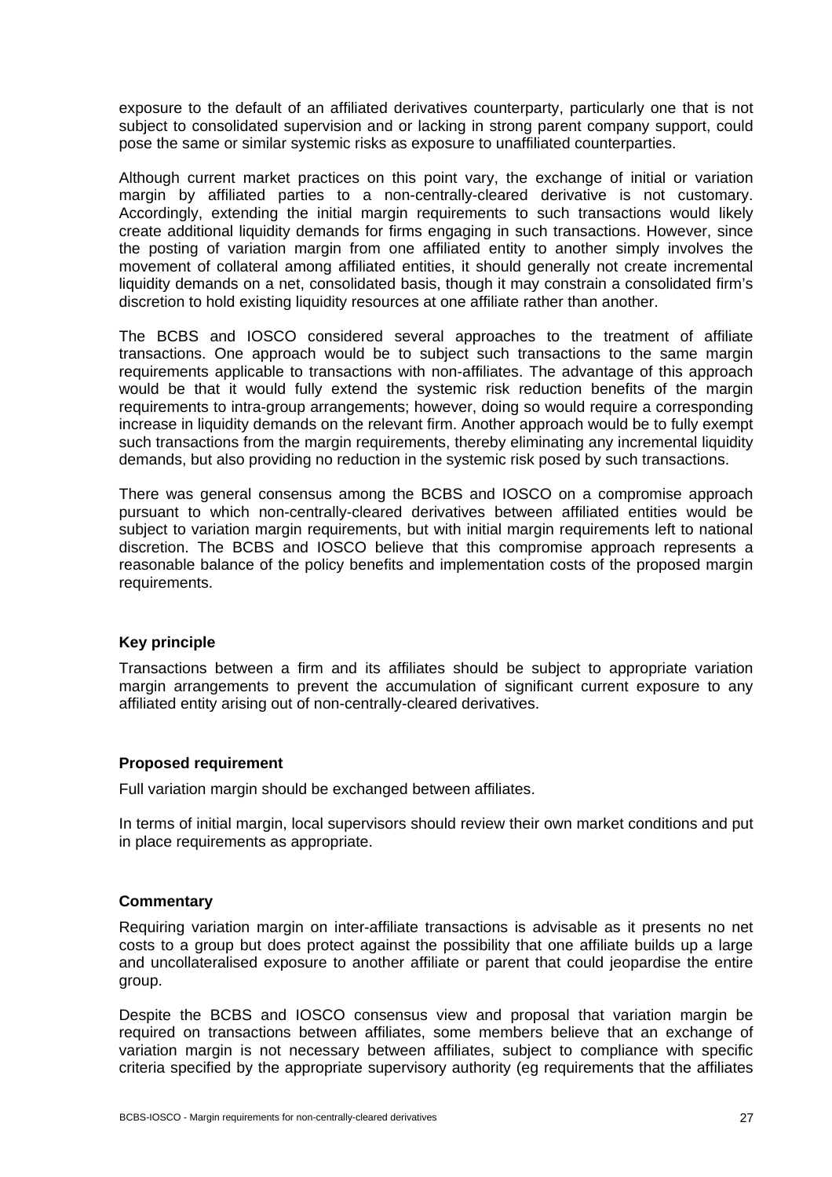exposure to the default of an affiliated derivatives counterparty, particularly one that is not subject to consolidated supervision and or lacking in strong parent company support, could pose the same or similar systemic risks as exposure to unaffiliated counterparties.

Although current market practices on this point vary, the exchange of initial or variation margin by affiliated parties to a non-centrally-cleared derivative is not customary. Accordingly, extending the initial margin requirements to such transactions would likely create additional liquidity demands for firms engaging in such transactions. However, since the posting of variation margin from one affiliated entity to another simply involves the movement of collateral among affiliated entities, it should generally not create incremental liquidity demands on a net, consolidated basis, though it may constrain a consolidated firm's discretion to hold existing liquidity resources at one affiliate rather than another.

The BCBS and IOSCO considered several approaches to the treatment of affiliate transactions. One approach would be to subject such transactions to the same margin requirements applicable to transactions with non-affiliates. The advantage of this approach would be that it would fully extend the systemic risk reduction benefits of the margin requirements to intra-group arrangements; however, doing so would require a corresponding increase in liquidity demands on the relevant firm. Another approach would be to fully exempt such transactions from the margin requirements, thereby eliminating any incremental liquidity demands, but also providing no reduction in the systemic risk posed by such transactions.

There was general consensus among the BCBS and IOSCO on a compromise approach pursuant to which non-centrally-cleared derivatives between affiliated entities would be subject to variation margin requirements, but with initial margin requirements left to national discretion. The BCBS and IOSCO believe that this compromise approach represents a reasonable balance of the policy benefits and implementation costs of the proposed margin requirements.

**Key principle**

Transactions between a firm and its affiliates should be subject to appropriate variation margin arrangements to prevent the accumulation of significant current exposure to any affiliated entity arising out of non-centrally-cleared derivatives.

**Proposed requirement**

Full variation margin should be exchanged between affiliates.

In terms of initial margin, local supervisors should review their own market conditions and put in place requirements as appropriate.

**Commentary**

Requiring variation margin on inter-affiliate transactions is advisable as it presents no net costs to a group but does protect against the possibility that one affiliate builds up a large and uncollateralised exposure to another affiliate or parent that could jeopardise the entire group.

Despite the BCBS and IOSCO consensus view and proposal that variation margin be required on transactions between affiliates, some members believe that an exchange of variation margin is not necessary between affiliates, subject to compliance with specific criteria specified by the appropriate supervisory authority (eg requirements that the affiliates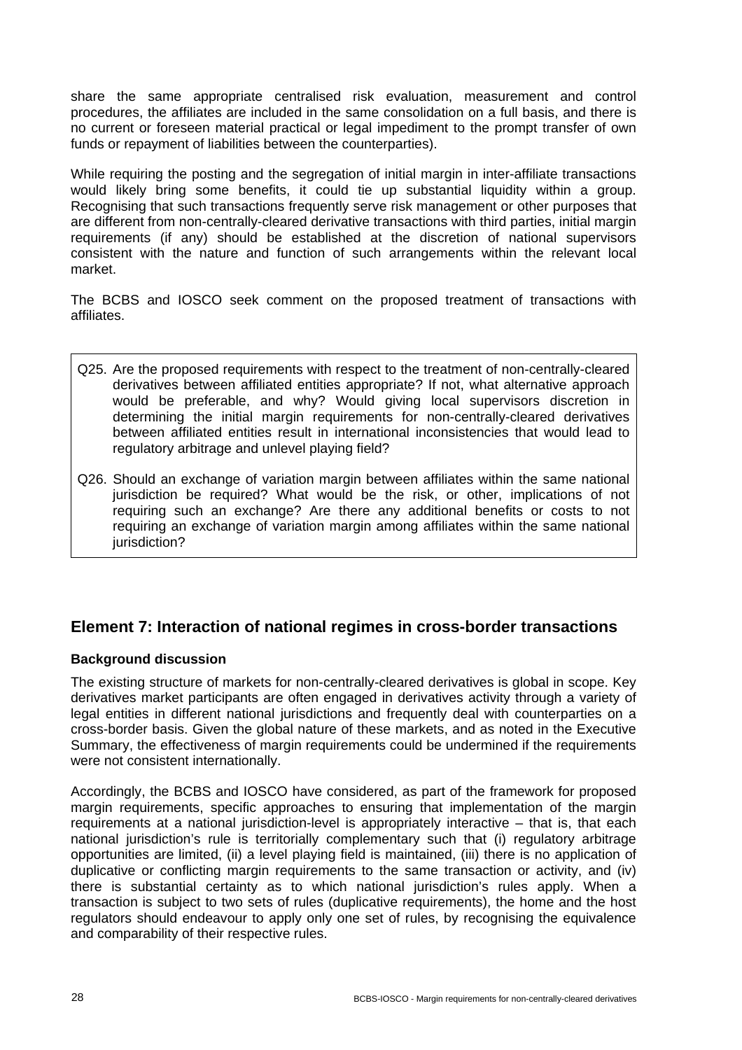share the same appropriate centralised risk evaluation, measurement and control procedures, the affiliates are included in the same consolidation on a full basis, and there is no current or foreseen material practical or legal impediment to the prompt transfer of own funds or repayment of liabilities between the counterparties).

While requiring the posting and the segregation of initial margin in inter-affiliate transactions would likely bring some benefits, it could tie up substantial liquidity within a group. Recognising that such transactions frequently serve risk management or other purposes that are different from non-centrally-cleared derivative transactions with third parties, initial margin requirements (if any) should be established at the discretion of national supervisors consistent with the nature and function of such arrangements within the relevant local market.

The BCBS and IOSCO seek comment on the proposed treatment of transactions with affiliates.

> Q25. Are the proposed requirements with respect to the treatment of non-centrally-cleared derivatives between affiliated entities appropriate? If not, what alternative approach would be preferable, and why? Would giving local supervisors discretion in determining the initial margin requirements for non-centrally-cleared derivatives between affiliated entities result in international inconsistencies that would lead to regulatory arbitrage and unlevel playing field?
>
> Q26. Should an exchange of variation margin between affiliates within the same national jurisdiction be required? What would be the risk, or other, implications of not requiring such an exchange? Are there any additional benefits or costs to not requiring an exchange of variation margin among affiliates within the same national jurisdiction?

## Element 7: Interaction of national regimes in cross-border transactions

### Background discussion

The existing structure of markets for non-centrally-cleared derivatives is global in scope. Key derivatives market participants are often engaged in derivatives activity through a variety of legal entities in different national jurisdictions and frequently deal with counterparties on a cross-border basis. Given the global nature of these markets, and as noted in the Executive Summary, the effectiveness of margin requirements could be undermined if the requirements were not consistent internationally.

Accordingly, the BCBS and IOSCO have considered, as part of the framework for proposed margin requirements, specific approaches to ensuring that implementation of the margin requirements at a national jurisdiction-level is appropriately interactive – that is, that each national jurisdiction's rule is territorially complementary such that (i) regulatory arbitrage opportunities are limited, (ii) a level playing field is maintained, (iii) there is no application of duplicative or conflicting margin requirements to the same transaction or activity, and (iv) there is substantial certainty as to which national jurisdiction's rules apply. When a transaction is subject to two sets of rules (duplicative requirements), the home and the host regulators should endeavour to apply only one set of rules, by recognising the equivalence and comparability of their respective rules.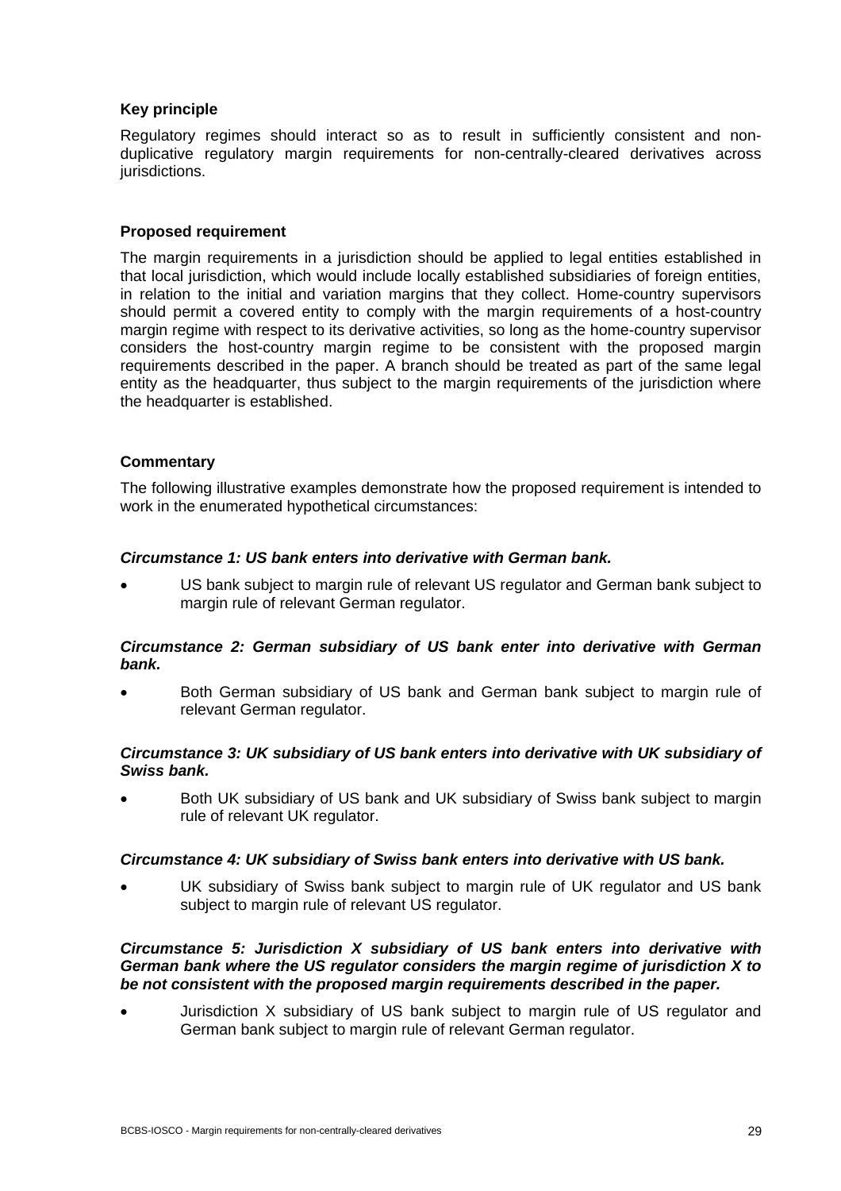**Key principle**

Regulatory regimes should interact so as to result in sufficiently consistent and non-duplicative regulatory margin requirements for non-centrally-cleared derivatives across jurisdictions.

**Proposed requirement**

The margin requirements in a jurisdiction should be applied to legal entities established in that local jurisdiction, which would include locally established subsidiaries of foreign entities, in relation to the initial and variation margins that they collect. Home-country supervisors should permit a covered entity to comply with the margin requirements of a host-country margin regime with respect to its derivative activities, so long as the home-country supervisor considers the host-country margin regime to be consistent with the proposed margin requirements described in the paper. A branch should be treated as part of the same legal entity as the headquarter, thus subject to the margin requirements of the jurisdiction where the headquarter is established.

**Commentary**

The following illustrative examples demonstrate how the proposed requirement is intended to work in the enumerated hypothetical circumstances:

***Circumstance 1: US bank enters into derivative with German bank.***

- US bank subject to margin rule of relevant US regulator and German bank subject to margin rule of relevant German regulator.

***Circumstance 2: German subsidiary of US bank enter into derivative with German bank.***

- Both German subsidiary of US bank and German bank subject to margin rule of relevant German regulator.

***Circumstance 3: UK subsidiary of US bank enters into derivative with UK subsidiary of Swiss bank.***

- Both UK subsidiary of US bank and UK subsidiary of Swiss bank subject to margin rule of relevant UK regulator.

***Circumstance 4: UK subsidiary of Swiss bank enters into derivative with US bank.***

- UK subsidiary of Swiss bank subject to margin rule of UK regulator and US bank subject to margin rule of relevant US regulator.

***Circumstance 5: Jurisdiction X subsidiary of US bank enters into derivative with German bank where the US regulator considers the margin regime of jurisdiction X to be not consistent with the proposed margin requirements described in the paper.***

- Jurisdiction X subsidiary of US bank subject to margin rule of US regulator and German bank subject to margin rule of relevant German regulator.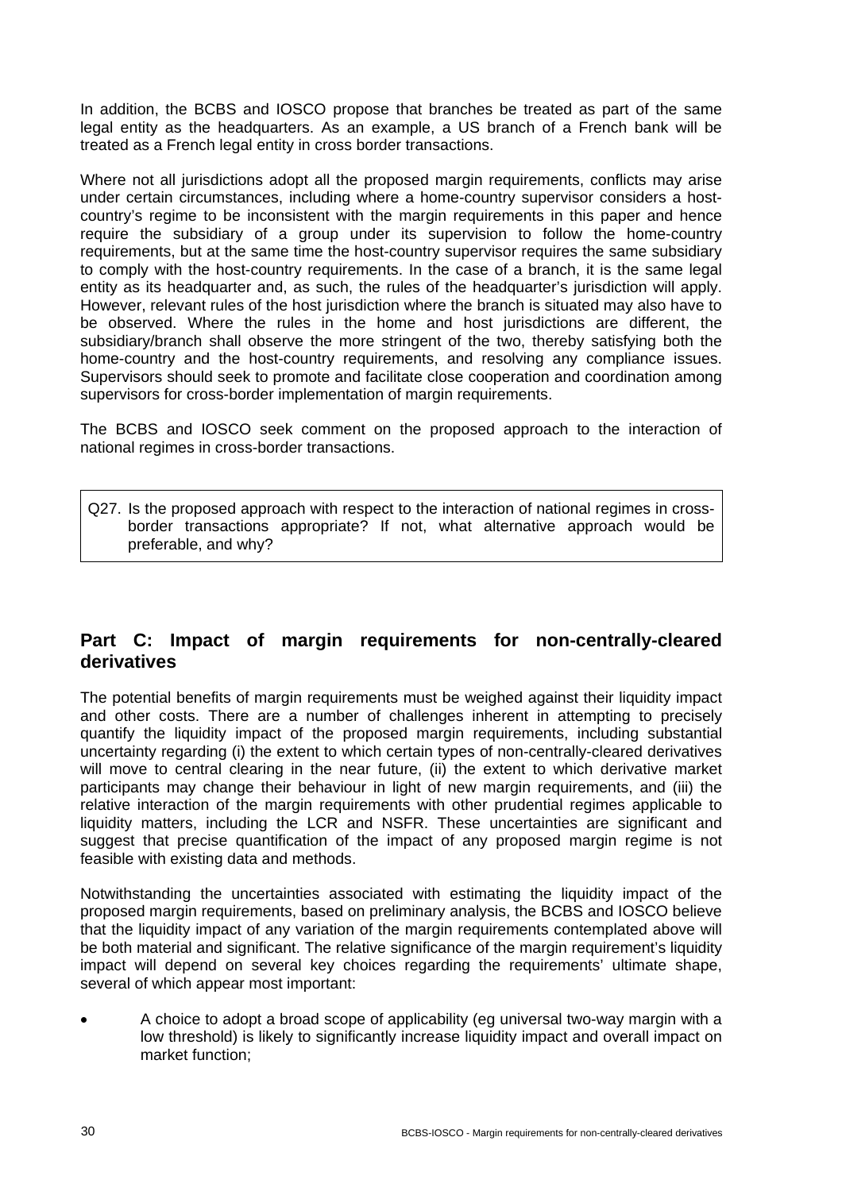In addition, the BCBS and IOSCO propose that branches be treated as part of the same legal entity as the headquarters. As an example, a US branch of a French bank will be treated as a French legal entity in cross border transactions.

Where not all jurisdictions adopt all the proposed margin requirements, conflicts may arise under certain circumstances, including where a home-country supervisor considers a host-country's regime to be inconsistent with the margin requirements in this paper and hence require the subsidiary of a group under its supervision to follow the home-country requirements, but at the same time the host-country supervisor requires the same subsidiary to comply with the host-country requirements. In the case of a branch, it is the same legal entity as its headquarter and, as such, the rules of the headquarter's jurisdiction will apply. However, relevant rules of the host jurisdiction where the branch is situated may also have to be observed. Where the rules in the home and host jurisdictions are different, the subsidiary/branch shall observe the more stringent of the two, thereby satisfying both the home-country and the host-country requirements, and resolving any compliance issues. Supervisors should seek to promote and facilitate close cooperation and coordination among supervisors for cross-border implementation of margin requirements.

The BCBS and IOSCO seek comment on the proposed approach to the interaction of national regimes in cross-border transactions.

> Q27. Is the proposed approach with respect to the interaction of national regimes in cross-border transactions appropriate? If not, what alternative approach would be preferable, and why?

## Part C: Impact of margin requirements for non-centrally-cleared derivatives

The potential benefits of margin requirements must be weighed against their liquidity impact and other costs. There are a number of challenges inherent in attempting to precisely quantify the liquidity impact of the proposed margin requirements, including substantial uncertainty regarding (i) the extent to which certain types of non-centrally-cleared derivatives will move to central clearing in the near future, (ii) the extent to which derivative market participants may change their behaviour in light of new margin requirements, and (iii) the relative interaction of the margin requirements with other prudential regimes applicable to liquidity matters, including the LCR and NSFR. These uncertainties are significant and suggest that precise quantification of the impact of any proposed margin regime is not feasible with existing data and methods.

Notwithstanding the uncertainties associated with estimating the liquidity impact of the proposed margin requirements, based on preliminary analysis, the BCBS and IOSCO believe that the liquidity impact of any variation of the margin requirements contemplated above will be both material and significant. The relative significance of the margin requirement's liquidity impact will depend on several key choices regarding the requirements' ultimate shape, several of which appear most important:

- A choice to adopt a broad scope of applicability (eg universal two-way margin with a low threshold) is likely to significantly increase liquidity impact and overall impact on market function;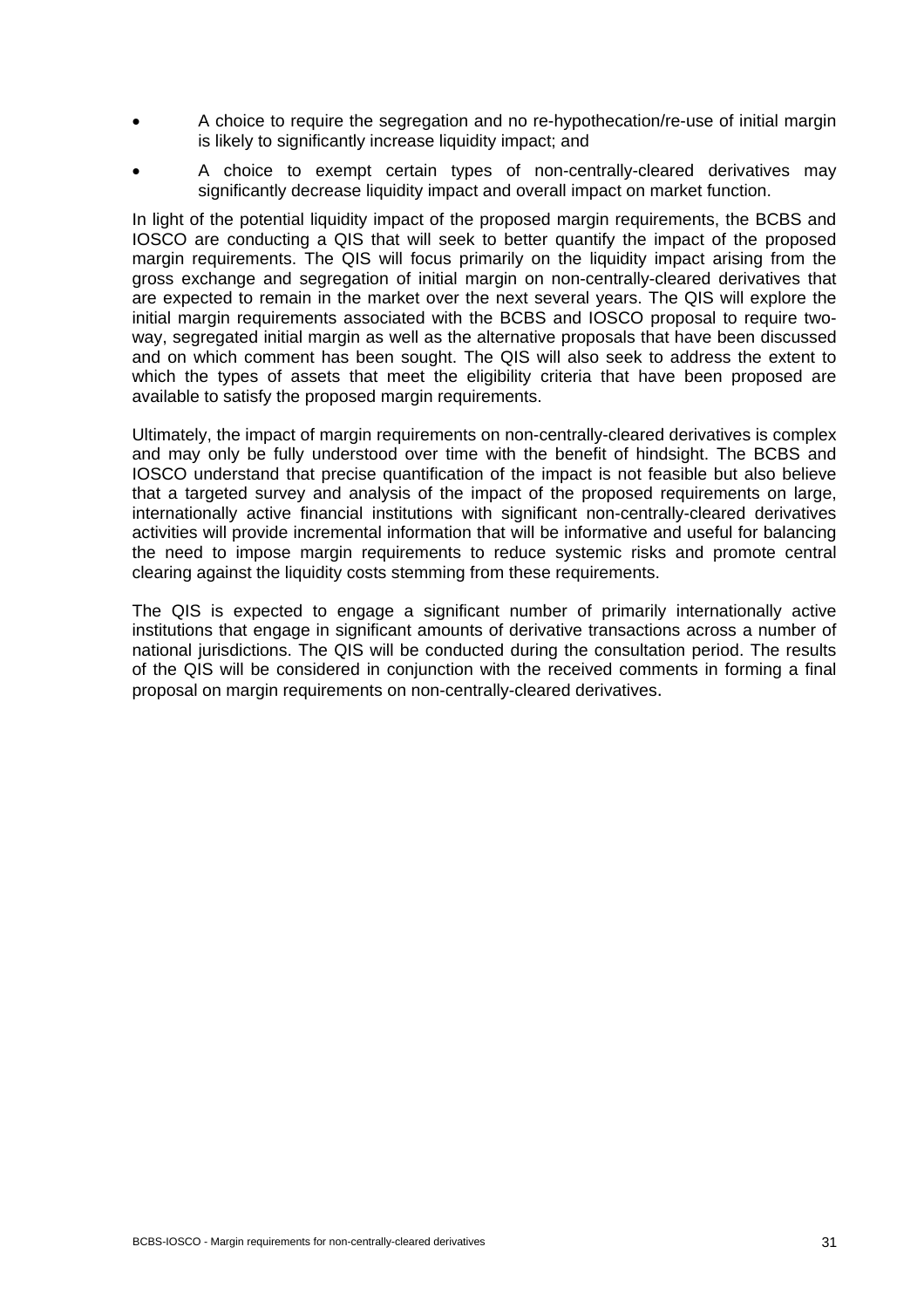- A choice to require the segregation and no re-hypothecation/re-use of initial margin is likely to significantly increase liquidity impact; and
- A choice to exempt certain types of non-centrally-cleared derivatives may significantly decrease liquidity impact and overall impact on market function.

In light of the potential liquidity impact of the proposed margin requirements, the BCBS and IOSCO are conducting a QIS that will seek to better quantify the impact of the proposed margin requirements. The QIS will focus primarily on the liquidity impact arising from the gross exchange and segregation of initial margin on non-centrally-cleared derivatives that are expected to remain in the market over the next several years. The QIS will explore the initial margin requirements associated with the BCBS and IOSCO proposal to require two-way, segregated initial margin as well as the alternative proposals that have been discussed and on which comment has been sought. The QIS will also seek to address the extent to which the types of assets that meet the eligibility criteria that have been proposed are available to satisfy the proposed margin requirements.

Ultimately, the impact of margin requirements on non-centrally-cleared derivatives is complex and may only be fully understood over time with the benefit of hindsight. The BCBS and IOSCO understand that precise quantification of the impact is not feasible but also believe that a targeted survey and analysis of the impact of the proposed requirements on large, internationally active financial institutions with significant non-centrally-cleared derivatives activities will provide incremental information that will be informative and useful for balancing the need to impose margin requirements to reduce systemic risks and promote central clearing against the liquidity costs stemming from these requirements.

The QIS is expected to engage a significant number of primarily internationally active institutions that engage in significant amounts of derivative transactions across a number of national jurisdictions. The QIS will be conducted during the consultation period. The results of the QIS will be considered in conjunction with the received comments in forming a final proposal on margin requirements on non-centrally-cleared derivatives.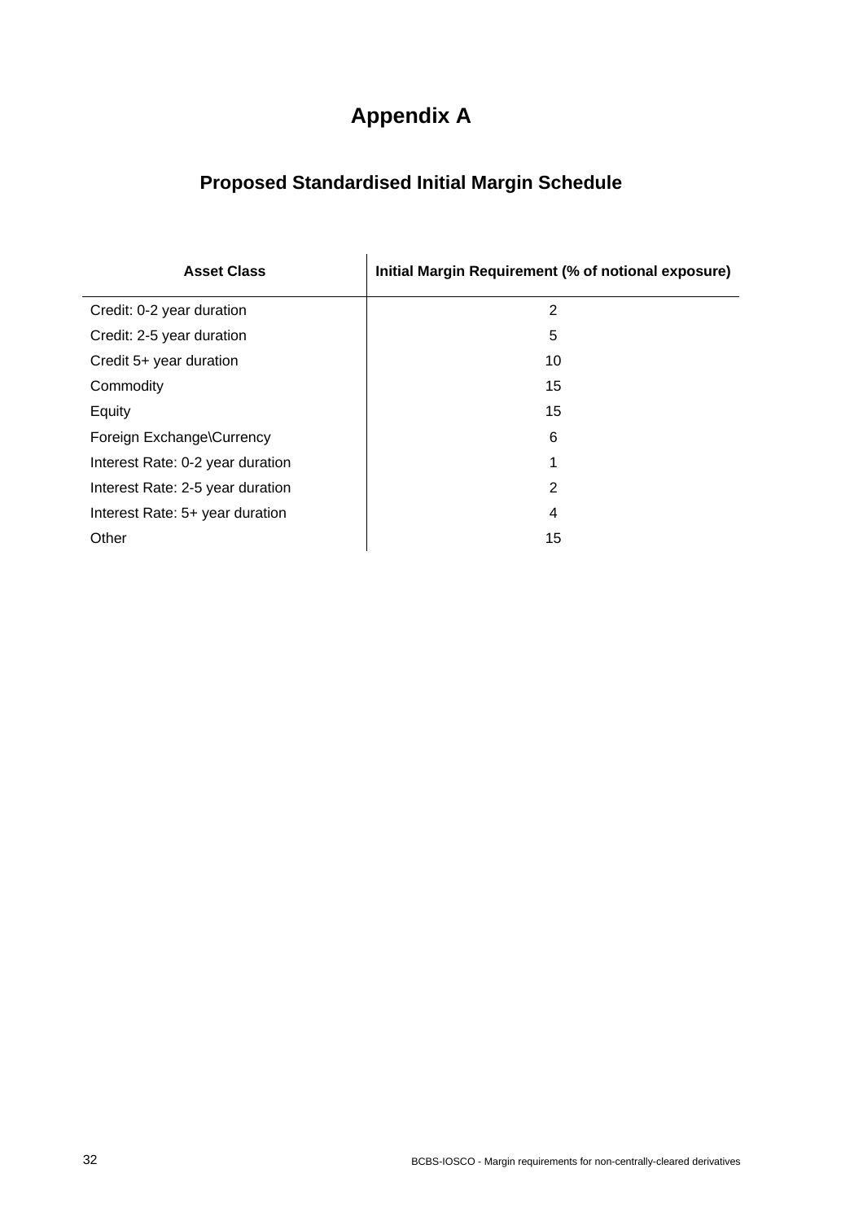# Appendix A

## Proposed Standardised Initial Margin Schedule

| Asset Class | Initial Margin Requirement (% of notional exposure) |
|---|---|
| Credit: 0-2 year duration | 2 |
| Credit: 2-5 year duration | 5 |
| Credit 5+ year duration | 10 |
| Commodity | 15 |
| Equity | 15 |
| Foreign Exchange\Currency | 6 |
| Interest Rate: 0-2 year duration | 1 |
| Interest Rate: 2-5 year duration | 2 |
| Interest Rate: 5+ year duration | 4 |
| Other | 15 |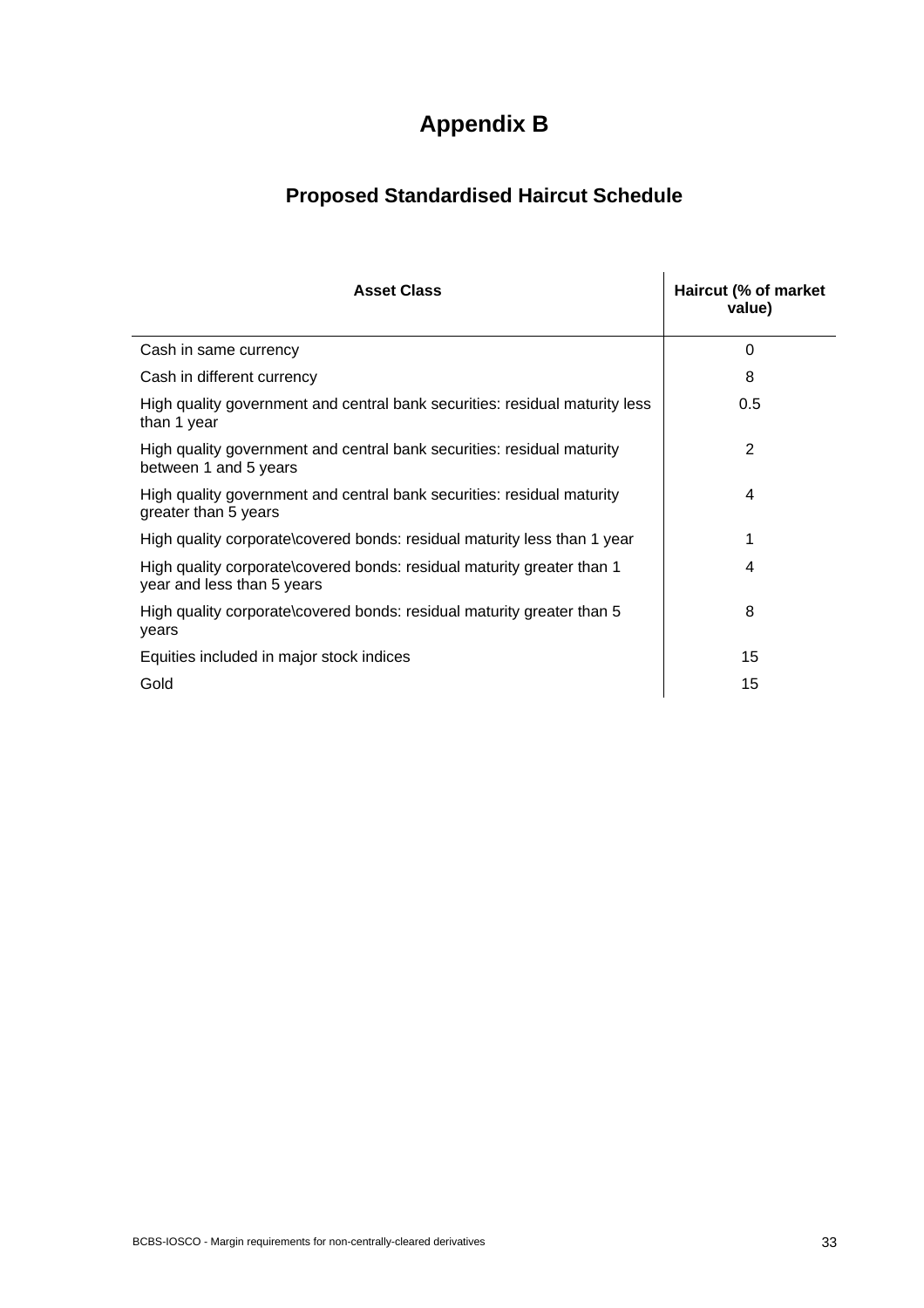# Appendix B

## Proposed Standardised Haircut Schedule

| Asset Class | Haircut (% of market value) |
|---|---|
| Cash in same currency | 0 |
| Cash in different currency | 8 |
| High quality government and central bank securities: residual maturity less than 1 year | 0.5 |
| High quality government and central bank securities: residual maturity between 1 and 5 years | 2 |
| High quality government and central bank securities: residual maturity greater than 5 years | 4 |
| High quality corporate\covered bonds: residual maturity less than 1 year | 1 |
| High quality corporate\covered bonds: residual maturity greater than 1 year and less than 5 years | 4 |
| High quality corporate\covered bonds: residual maturity greater than 5 years | 8 |
| Equities included in major stock indices | 15 |
| Gold | 15 |